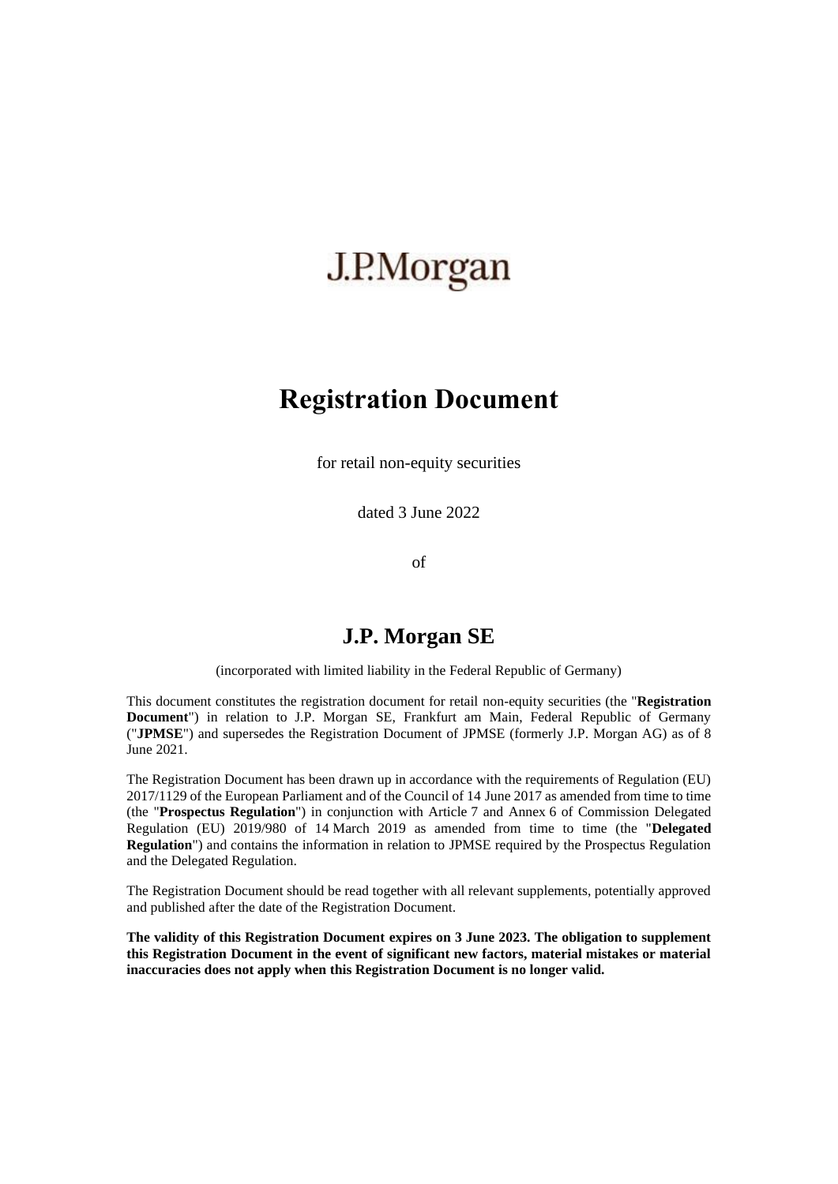J.P.Morgan

# Registration Document

for retail non-equity securities

dated 3 June 2022

of

## J.P. Morgan SE

(incorporated with limited liability in the Federal Republic of Germany)

This document constitutes the registration document for retail non-equity securities (the "**Registration Document**") in relation to J.P. Morgan SE, Frankfurt am Main, Federal Republic of Germany ("**JPMSE**") and supersedes the Registration Document of JPMSE (formerly J.P. Morgan AG) as of 8 June 2021.

The Registration Document has been drawn up in accordance with the requirements of Regulation (EU) 2017/1129 of the European Parliament and of the Council of 14 June 2017 as amended from time to time (the "**Prospectus Regulation**") in conjunction with Article 7 and Annex 6 of Commission Delegated Regulation (EU) 2019/980 of 14 March 2019 as amended from time to time (the "**Delegated Regulation**") and contains the information in relation to JPMSE required by the Prospectus Regulation and the Delegated Regulation.

The Registration Document should be read together with all relevant supplements, potentially approved and published after the date of the Registration Document.

**The validity of this Registration Document expires on 3 June 2023. The obligation to supplement this Registration Document in the event of significant new factors, material mistakes or material inaccuracies does not apply when this Registration Document is no longer valid.**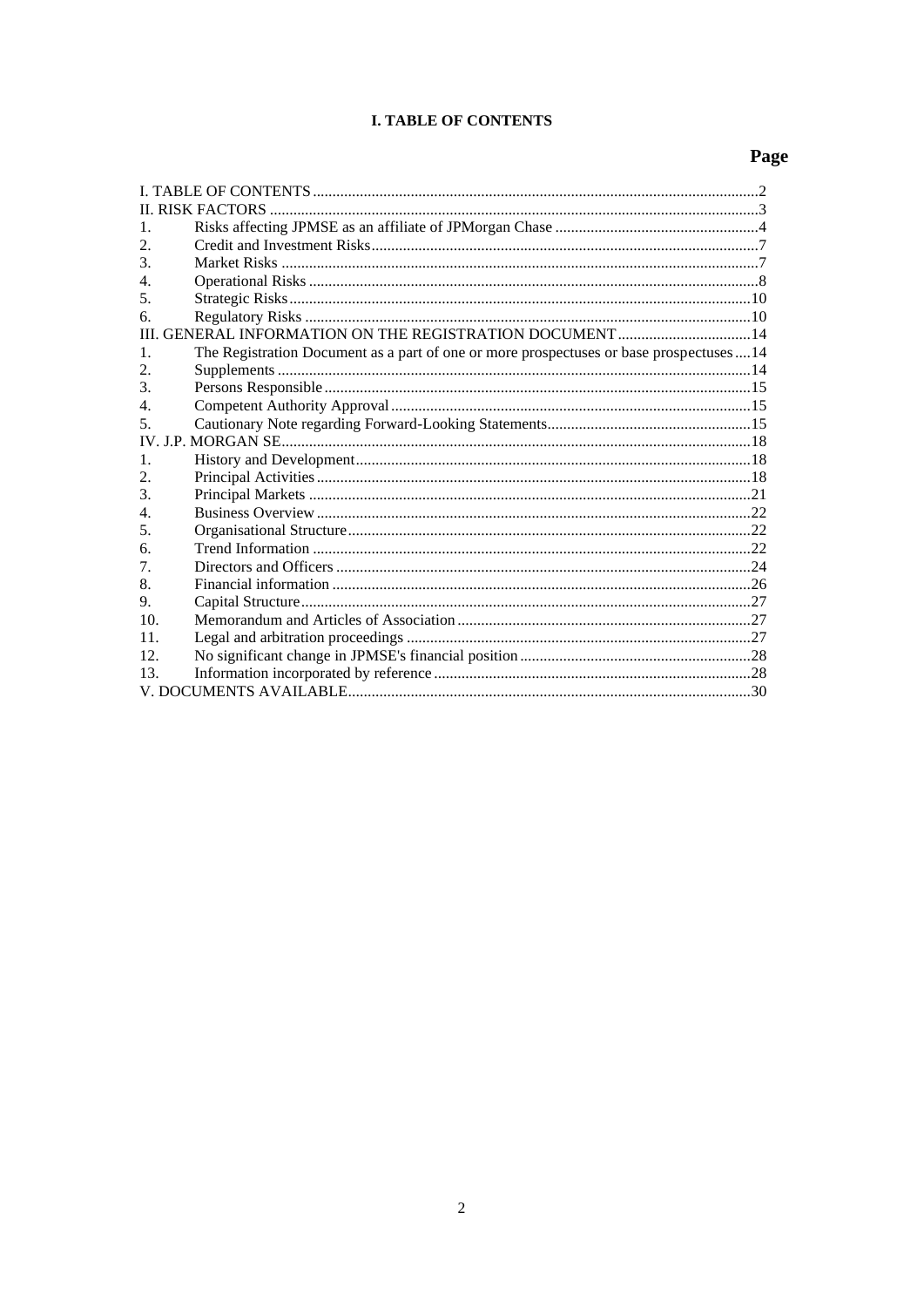# I. TABLE OF CONTENTS

| | | Page |
|---|---|---|
| I. TABLE OF CONTENTS | | 2 |
| II. RISK FACTORS | | 3 |
| 1. | Risks affecting JPMSE as an affiliate of JPMorgan Chase | 4 |
| 2. | Credit and Investment Risks | 7 |
| 3. | Market Risks | 7 |
| 4. | Operational Risks | 8 |
| 5. | Strategic Risks | 10 |
| 6. | Regulatory Risks | 10 |
| III. GENERAL INFORMATION ON THE REGISTRATION DOCUMENT | | 14 |
| 1. | The Registration Document as a part of one or more prospectuses or base prospectuses | 14 |
| 2. | Supplements | 14 |
| 3. | Persons Responsible | 15 |
| 4. | Competent Authority Approval | 15 |
| 5. | Cautionary Note regarding Forward-Looking Statements | 15 |
| IV. J.P. MORGAN SE | | 18 |
| 1. | History and Development | 18 |
| 2. | Principal Activities | 18 |
| 3. | Principal Markets | 21 |
| 4. | Business Overview | 22 |
| 5. | Organisational Structure | 22 |
| 6. | Trend Information | 22 |
| 7. | Directors and Officers | 24 |
| 8. | Financial information | 26 |
| 9. | Capital Structure | 27 |
| 10. | Memorandum and Articles of Association | 27 |
| 11. | Legal and arbitration proceedings | 27 |
| 12. | No significant change in JPMSE's financial position | 28 |
| 13. | Information incorporated by reference | 28 |
| V. DOCUMENTS AVAILABLE | | 30 |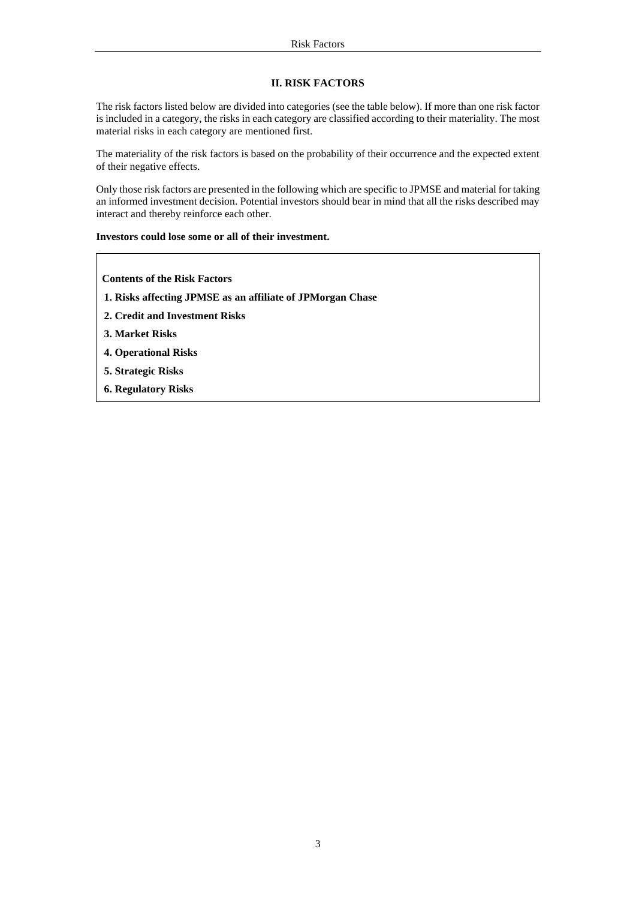## II. RISK FACTORS

The risk factors listed below are divided into categories (see the table below). If more than one risk factor is included in a category, the risks in each category are classified according to their materiality. The most material risks in each category are mentioned first.

The materiality of the risk factors is based on the probability of their occurrence and the expected extent of their negative effects.

Only those risk factors are presented in the following which are specific to JPMSE and material for taking an informed investment decision. Potential investors should bear in mind that all the risks described may interact and thereby reinforce each other.

**Investors could lose some or all of their investment.**

| **Contents of the Risk Factors** |
|---|
| **1. Risks affecting JPMSE as an affiliate of JPMorgan Chase** |
| **2. Credit and Investment Risks** |
| **3. Market Risks** |
| **4. Operational Risks** |
| **5. Strategic Risks** |
| **6. Regulatory Risks** |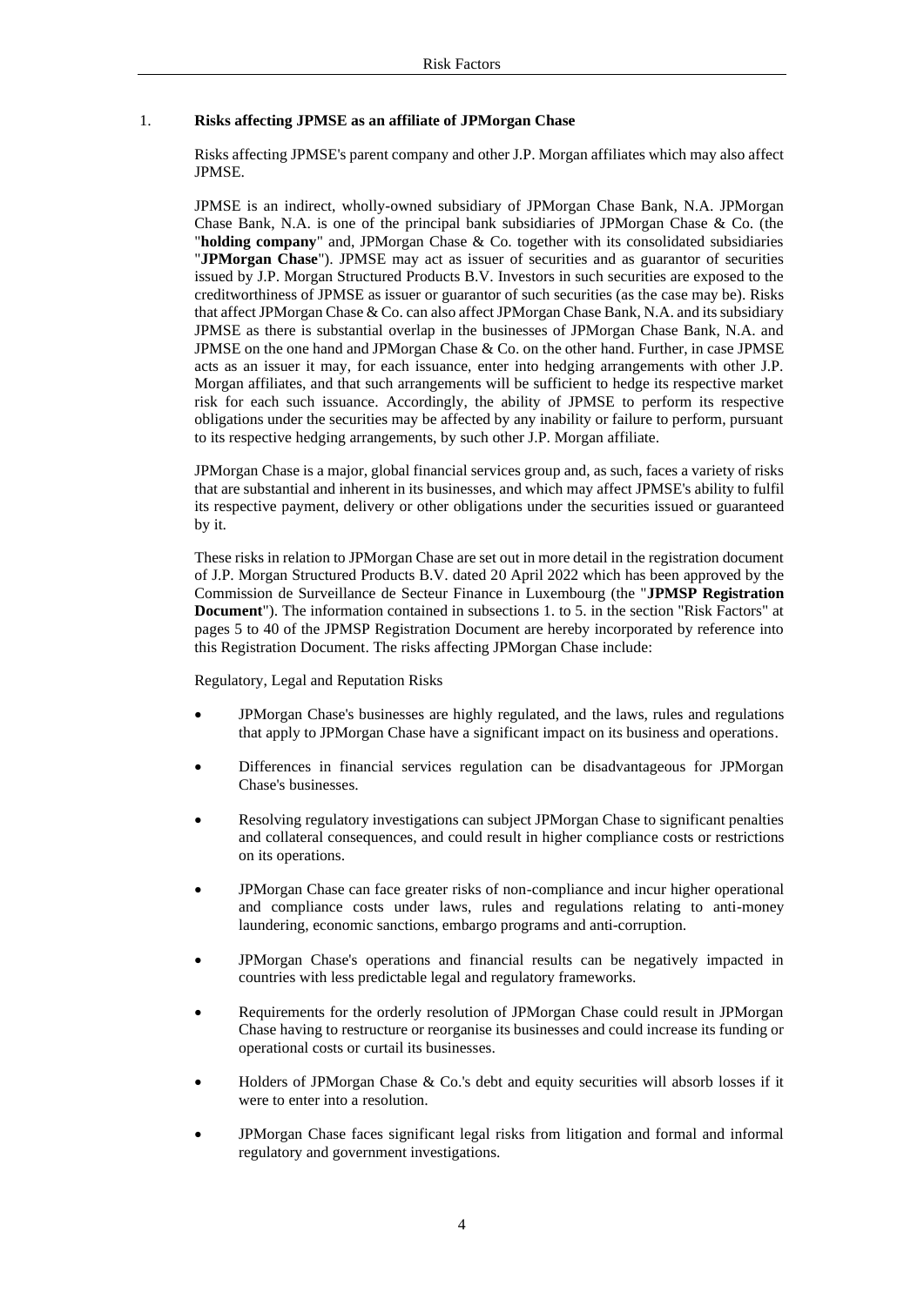## 1. Risks affecting JPMSE as an affiliate of JPMorgan Chase

Risks affecting JPMSE's parent company and other J.P. Morgan affiliates which may also affect JPMSE.

JPMSE is an indirect, wholly-owned subsidiary of JPMorgan Chase Bank, N.A. JPMorgan Chase Bank, N.A. is one of the principal bank subsidiaries of JPMorgan Chase & Co. (the "**holding company**" and, JPMorgan Chase & Co. together with its consolidated subsidiaries "**JPMorgan Chase**"). JPMSE may act as issuer of securities and as guarantor of securities issued by J.P. Morgan Structured Products B.V. Investors in such securities are exposed to the creditworthiness of JPMSE as issuer or guarantor of such securities (as the case may be). Risks that affect JPMorgan Chase & Co. can also affect JPMorgan Chase Bank, N.A. and its subsidiary JPMSE as there is substantial overlap in the businesses of JPMorgan Chase Bank, N.A. and JPMSE on the one hand and JPMorgan Chase & Co. on the other hand. Further, in case JPMSE acts as an issuer it may, for each issuance, enter into hedging arrangements with other J.P. Morgan affiliates, and that such arrangements will be sufficient to hedge its respective market risk for each such issuance. Accordingly, the ability of JPMSE to perform its respective obligations under the securities may be affected by any inability or failure to perform, pursuant to its respective hedging arrangements, by such other J.P. Morgan affiliate.

JPMorgan Chase is a major, global financial services group and, as such, faces a variety of risks that are substantial and inherent in its businesses, and which may affect JPMSE's ability to fulfil its respective payment, delivery or other obligations under the securities issued or guaranteed by it.

These risks in relation to JPMorgan Chase are set out in more detail in the registration document of J.P. Morgan Structured Products B.V. dated 20 April 2022 which has been approved by the Commission de Surveillance de Secteur Finance in Luxembourg (the "**JPMSP Registration Document**"). The information contained in subsections 1. to 5. in the section "Risk Factors" at pages 5 to 40 of the JPMSP Registration Document are hereby incorporated by reference into this Registration Document. The risks affecting JPMorgan Chase include:

Regulatory, Legal and Reputation Risks

- JPMorgan Chase's businesses are highly regulated, and the laws, rules and regulations that apply to JPMorgan Chase have a significant impact on its business and operations.
- Differences in financial services regulation can be disadvantageous for JPMorgan Chase's businesses.
- Resolving regulatory investigations can subject JPMorgan Chase to significant penalties and collateral consequences, and could result in higher compliance costs or restrictions on its operations.
- JPMorgan Chase can face greater risks of non-compliance and incur higher operational and compliance costs under laws, rules and regulations relating to anti-money laundering, economic sanctions, embargo programs and anti-corruption.
- JPMorgan Chase's operations and financial results can be negatively impacted in countries with less predictable legal and regulatory frameworks.
- Requirements for the orderly resolution of JPMorgan Chase could result in JPMorgan Chase having to restructure or reorganise its businesses and could increase its funding or operational costs or curtail its businesses.
- Holders of JPMorgan Chase & Co.'s debt and equity securities will absorb losses if it were to enter into a resolution.
- JPMorgan Chase faces significant legal risks from litigation and formal and informal regulatory and government investigations.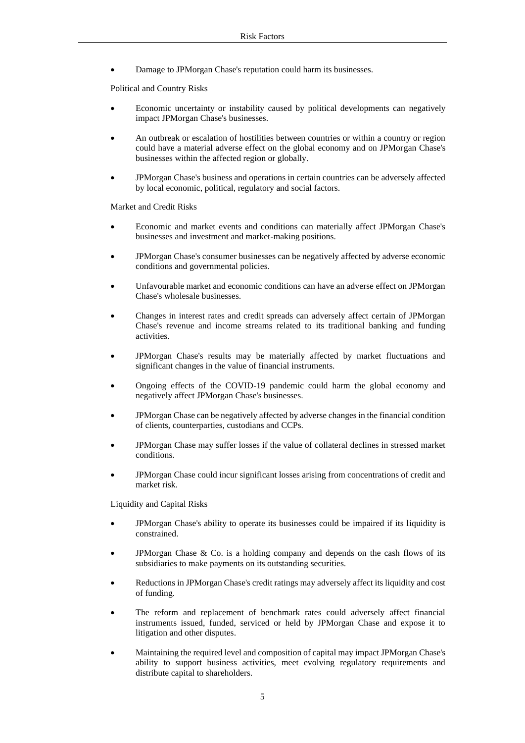- Damage to JPMorgan Chase's reputation could harm its businesses.

Political and Country Risks

- Economic uncertainty or instability caused by political developments can negatively impact JPMorgan Chase's businesses.
- An outbreak or escalation of hostilities between countries or within a country or region could have a material adverse effect on the global economy and on JPMorgan Chase's businesses within the affected region or globally.
- JPMorgan Chase's business and operations in certain countries can be adversely affected by local economic, political, regulatory and social factors.

Market and Credit Risks

- Economic and market events and conditions can materially affect JPMorgan Chase's businesses and investment and market-making positions.
- JPMorgan Chase's consumer businesses can be negatively affected by adverse economic conditions and governmental policies.
- Unfavourable market and economic conditions can have an adverse effect on JPMorgan Chase's wholesale businesses.
- Changes in interest rates and credit spreads can adversely affect certain of JPMorgan Chase's revenue and income streams related to its traditional banking and funding activities.
- JPMorgan Chase's results may be materially affected by market fluctuations and significant changes in the value of financial instruments.
- Ongoing effects of the COVID-19 pandemic could harm the global economy and negatively affect JPMorgan Chase's businesses.
- JPMorgan Chase can be negatively affected by adverse changes in the financial condition of clients, counterparties, custodians and CCPs.
- JPMorgan Chase may suffer losses if the value of collateral declines in stressed market conditions.
- JPMorgan Chase could incur significant losses arising from concentrations of credit and market risk.

Liquidity and Capital Risks

- JPMorgan Chase's ability to operate its businesses could be impaired if its liquidity is constrained.
- JPMorgan Chase & Co. is a holding company and depends on the cash flows of its subsidiaries to make payments on its outstanding securities.
- Reductions in JPMorgan Chase's credit ratings may adversely affect its liquidity and cost of funding.
- The reform and replacement of benchmark rates could adversely affect financial instruments issued, funded, serviced or held by JPMorgan Chase and expose it to litigation and other disputes.
- Maintaining the required level and composition of capital may impact JPMorgan Chase's ability to support business activities, meet evolving regulatory requirements and distribute capital to shareholders.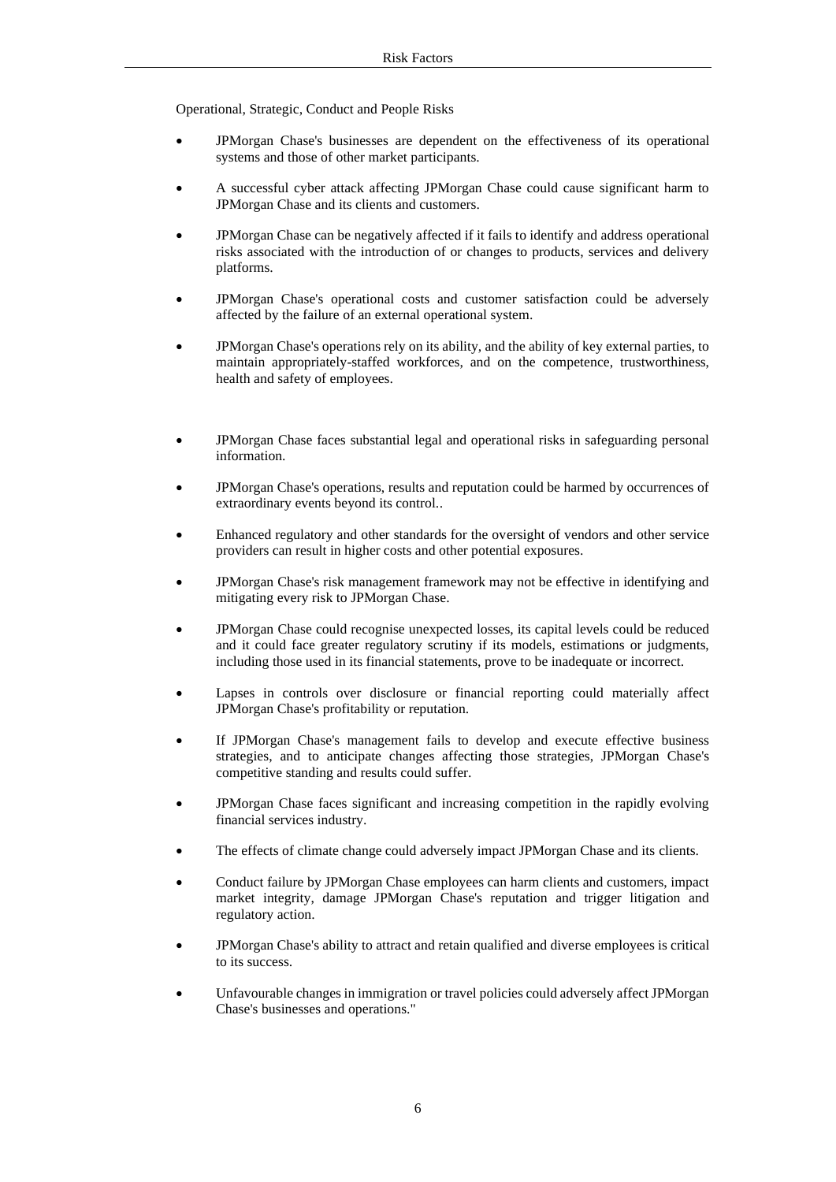Operational, Strategic, Conduct and People Risks

- JPMorgan Chase's businesses are dependent on the effectiveness of its operational systems and those of other market participants.
- A successful cyber attack affecting JPMorgan Chase could cause significant harm to JPMorgan Chase and its clients and customers.
- JPMorgan Chase can be negatively affected if it fails to identify and address operational risks associated with the introduction of or changes to products, services and delivery platforms.
- JPMorgan Chase's operational costs and customer satisfaction could be adversely affected by the failure of an external operational system.
- JPMorgan Chase's operations rely on its ability, and the ability of key external parties, to maintain appropriately-staffed workforces, and on the competence, trustworthiness, health and safety of employees.
- JPMorgan Chase faces substantial legal and operational risks in safeguarding personal information.
- JPMorgan Chase's operations, results and reputation could be harmed by occurrences of extraordinary events beyond its control..
- Enhanced regulatory and other standards for the oversight of vendors and other service providers can result in higher costs and other potential exposures.
- JPMorgan Chase's risk management framework may not be effective in identifying and mitigating every risk to JPMorgan Chase.
- JPMorgan Chase could recognise unexpected losses, its capital levels could be reduced and it could face greater regulatory scrutiny if its models, estimations or judgments, including those used in its financial statements, prove to be inadequate or incorrect.
- Lapses in controls over disclosure or financial reporting could materially affect JPMorgan Chase's profitability or reputation.
- If JPMorgan Chase's management fails to develop and execute effective business strategies, and to anticipate changes affecting those strategies, JPMorgan Chase's competitive standing and results could suffer.
- JPMorgan Chase faces significant and increasing competition in the rapidly evolving financial services industry.
- The effects of climate change could adversely impact JPMorgan Chase and its clients.
- Conduct failure by JPMorgan Chase employees can harm clients and customers, impact market integrity, damage JPMorgan Chase's reputation and trigger litigation and regulatory action.
- JPMorgan Chase's ability to attract and retain qualified and diverse employees is critical to its success.
- Unfavourable changes in immigration or travel policies could adversely affect JPMorgan Chase's businesses and operations."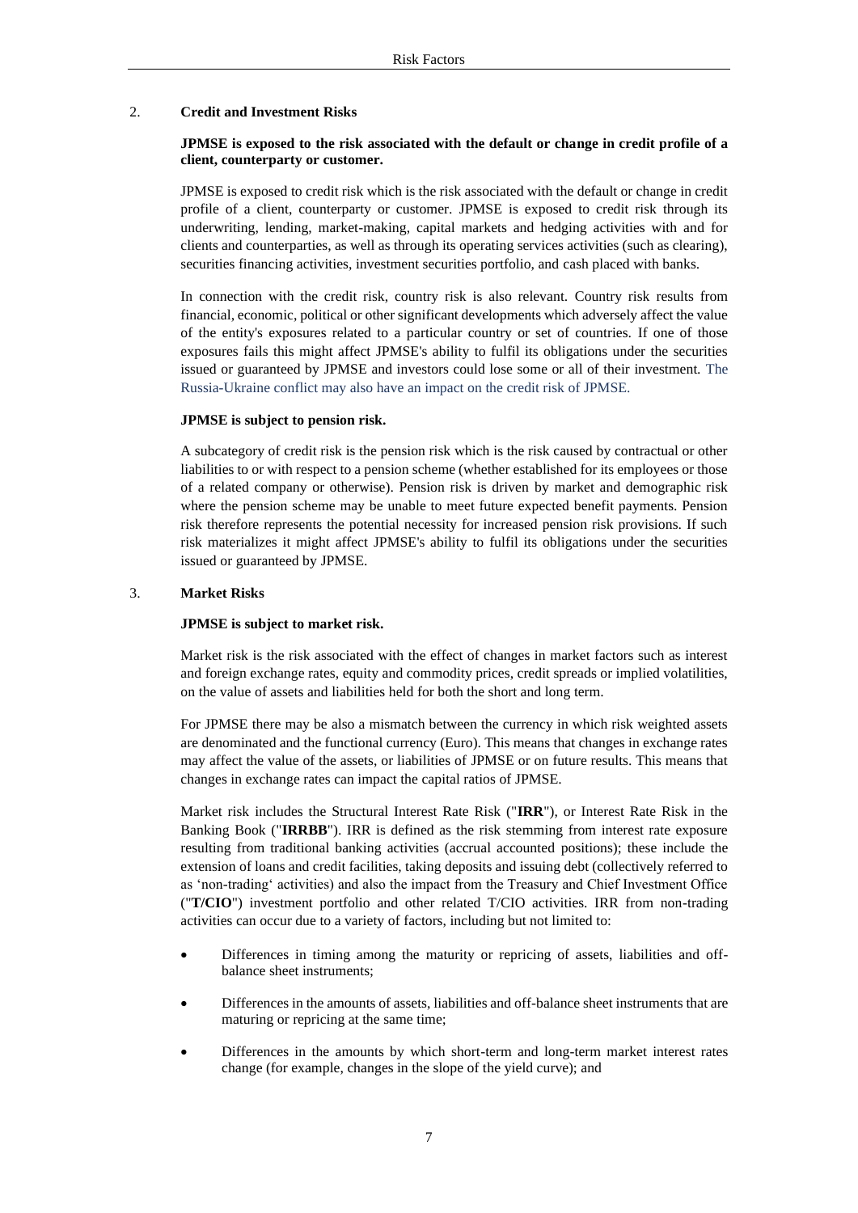## 2. Credit and Investment Risks

### JPMSE is exposed to the risk associated with the default or change in credit profile of a client, counterparty or customer.

JPMSE is exposed to credit risk which is the risk associated with the default or change in credit profile of a client, counterparty or customer. JPMSE is exposed to credit risk through its underwriting, lending, market-making, capital markets and hedging activities with and for clients and counterparties, as well as through its operating services activities (such as clearing), securities financing activities, investment securities portfolio, and cash placed with banks.

In connection with the credit risk, country risk is also relevant. Country risk results from financial, economic, political or other significant developments which adversely affect the value of the entity's exposures related to a particular country or set of countries. If one of those exposures fails this might affect JPMSE's ability to fulfil its obligations under the securities issued or guaranteed by JPMSE and investors could lose some or all of their investment. The Russia-Ukraine conflict may also have an impact on the credit risk of JPMSE.

### JPMSE is subject to pension risk.

A subcategory of credit risk is the pension risk which is the risk caused by contractual or other liabilities to or with respect to a pension scheme (whether established for its employees or those of a related company or otherwise). Pension risk is driven by market and demographic risk where the pension scheme may be unable to meet future expected benefit payments. Pension risk therefore represents the potential necessity for increased pension risk provisions. If such risk materializes it might affect JPMSE's ability to fulfil its obligations under the securities issued or guaranteed by JPMSE.

## 3. Market Risks

### JPMSE is subject to market risk.

Market risk is the risk associated with the effect of changes in market factors such as interest and foreign exchange rates, equity and commodity prices, credit spreads or implied volatilities, on the value of assets and liabilities held for both the short and long term.

For JPMSE there may be also a mismatch between the currency in which risk weighted assets are denominated and the functional currency (Euro). This means that changes in exchange rates may affect the value of the assets, or liabilities of JPMSE or on future results. This means that changes in exchange rates can impact the capital ratios of JPMSE.

Market risk includes the Structural Interest Rate Risk ("**IRR**"), or Interest Rate Risk in the Banking Book ("**IRRBB**"). IRR is defined as the risk stemming from interest rate exposure resulting from traditional banking activities (accrual accounted positions); these include the extension of loans and credit facilities, taking deposits and issuing debt (collectively referred to as 'non-trading' activities) and also the impact from the Treasury and Chief Investment Office ("**T/CIO**") investment portfolio and other related T/CIO activities. IRR from non-trading activities can occur due to a variety of factors, including but not limited to:

- Differences in timing among the maturity or repricing of assets, liabilities and off-balance sheet instruments;
- Differences in the amounts of assets, liabilities and off-balance sheet instruments that are maturing or repricing at the same time;
- Differences in the amounts by which short-term and long-term market interest rates change (for example, changes in the slope of the yield curve); and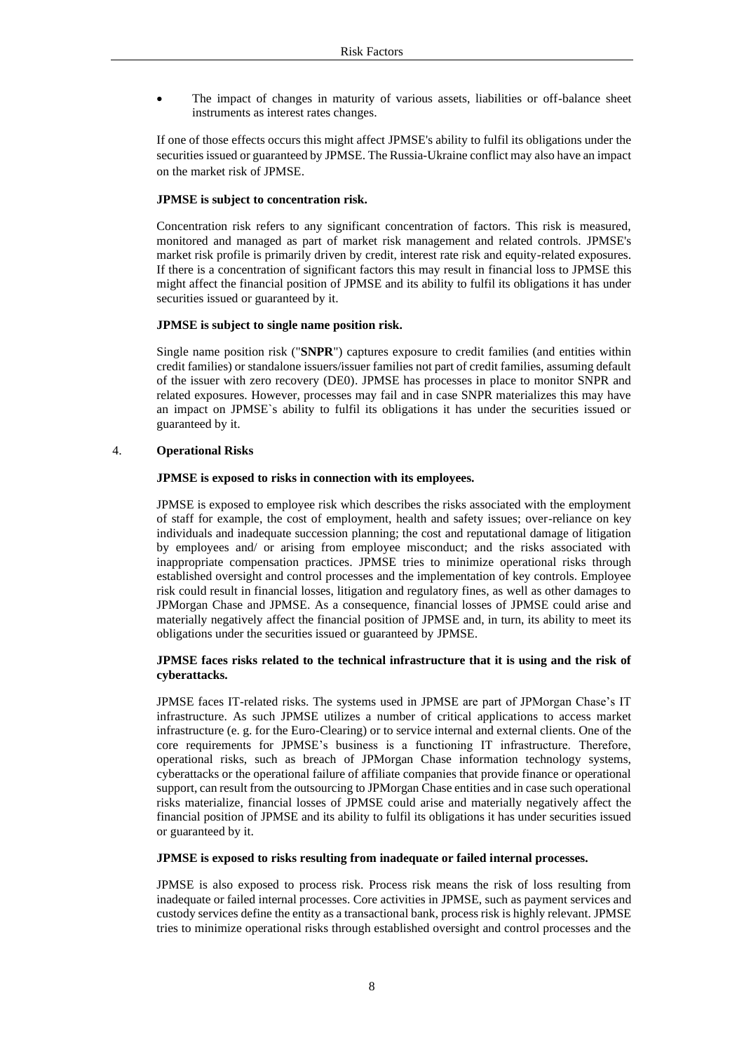- The impact of changes in maturity of various assets, liabilities or off-balance sheet instruments as interest rates changes.

If one of those effects occurs this might affect JPMSE's ability to fulfil its obligations under the securities issued or guaranteed by JPMSE. The Russia-Ukraine conflict may also have an impact on the market risk of JPMSE.

**JPMSE is subject to concentration risk.**

Concentration risk refers to any significant concentration of factors. This risk is measured, monitored and managed as part of market risk management and related controls. JPMSE's market risk profile is primarily driven by credit, interest rate risk and equity-related exposures. If there is a concentration of significant factors this may result in financial loss to JPMSE this might affect the financial position of JPMSE and its ability to fulfil its obligations it has under securities issued or guaranteed by it.

**JPMSE is subject to single name position risk.**

Single name position risk ("**SNPR**") captures exposure to credit families (and entities within credit families) or standalone issuers/issuer families not part of credit families, assuming default of the issuer with zero recovery (DE0). JPMSE has processes in place to monitor SNPR and related exposures. However, processes may fail and in case SNPR materializes this may have an impact on JPMSE`s ability to fulfil its obligations it has under the securities issued or guaranteed by it.

## 4. Operational Risks

**JPMSE is exposed to risks in connection with its employees.**

JPMSE is exposed to employee risk which describes the risks associated with the employment of staff for example, the cost of employment, health and safety issues; over-reliance on key individuals and inadequate succession planning; the cost and reputational damage of litigation by employees and/ or arising from employee misconduct; and the risks associated with inappropriate compensation practices. JPMSE tries to minimize operational risks through established oversight and control processes and the implementation of key controls. Employee risk could result in financial losses, litigation and regulatory fines, as well as other damages to JPMorgan Chase and JPMSE. As a consequence, financial losses of JPMSE could arise and materially negatively affect the financial position of JPMSE and, in turn, its ability to meet its obligations under the securities issued or guaranteed by JPMSE.

**JPMSE faces risks related to the technical infrastructure that it is using and the risk of cyberattacks.**

JPMSE faces IT-related risks. The systems used in JPMSE are part of JPMorgan Chase's IT infrastructure. As such JPMSE utilizes a number of critical applications to access market infrastructure (e. g. for the Euro-Clearing) or to service internal and external clients. One of the core requirements for JPMSE's business is a functioning IT infrastructure. Therefore, operational risks, such as breach of JPMorgan Chase information technology systems, cyberattacks or the operational failure of affiliate companies that provide finance or operational support, can result from the outsourcing to JPMorgan Chase entities and in case such operational risks materialize, financial losses of JPMSE could arise and materially negatively affect the financial position of JPMSE and its ability to fulfil its obligations it has under securities issued or guaranteed by it.

**JPMSE is exposed to risks resulting from inadequate or failed internal processes.**

JPMSE is also exposed to process risk. Process risk means the risk of loss resulting from inadequate or failed internal processes. Core activities in JPMSE, such as payment services and custody services define the entity as a transactional bank, process risk is highly relevant. JPMSE tries to minimize operational risks through established oversight and control processes and the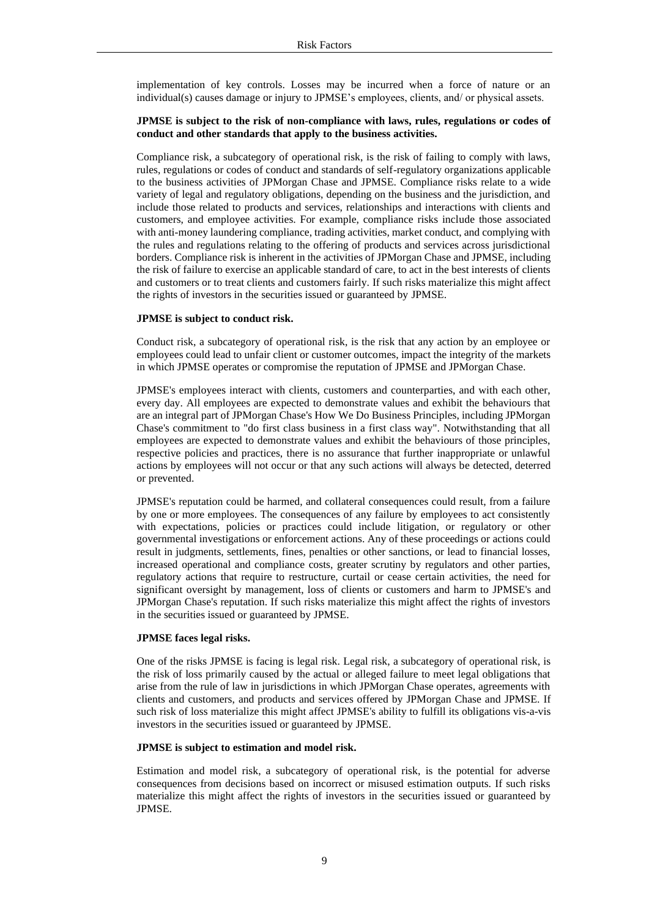implementation of key controls. Losses may be incurred when a force of nature or an individual(s) causes damage or injury to JPMSE's employees, clients, and/ or physical assets.

**JPMSE is subject to the risk of non-compliance with laws, rules, regulations or codes of conduct and other standards that apply to the business activities.**

Compliance risk, a subcategory of operational risk, is the risk of failing to comply with laws, rules, regulations or codes of conduct and standards of self-regulatory organizations applicable to the business activities of JPMorgan Chase and JPMSE. Compliance risks relate to a wide variety of legal and regulatory obligations, depending on the business and the jurisdiction, and include those related to products and services, relationships and interactions with clients and customers, and employee activities. For example, compliance risks include those associated with anti-money laundering compliance, trading activities, market conduct, and complying with the rules and regulations relating to the offering of products and services across jurisdictional borders. Compliance risk is inherent in the activities of JPMorgan Chase and JPMSE, including the risk of failure to exercise an applicable standard of care, to act in the best interests of clients and customers or to treat clients and customers fairly. If such risks materialize this might affect the rights of investors in the securities issued or guaranteed by JPMSE.

**JPMSE is subject to conduct risk.**

Conduct risk, a subcategory of operational risk, is the risk that any action by an employee or employees could lead to unfair client or customer outcomes, impact the integrity of the markets in which JPMSE operates or compromise the reputation of JPMSE and JPMorgan Chase.

JPMSE's employees interact with clients, customers and counterparties, and with each other, every day. All employees are expected to demonstrate values and exhibit the behaviours that are an integral part of JPMorgan Chase's How We Do Business Principles, including JPMorgan Chase's commitment to "do first class business in a first class way". Notwithstanding that all employees are expected to demonstrate values and exhibit the behaviours of those principles, respective policies and practices, there is no assurance that further inappropriate or unlawful actions by employees will not occur or that any such actions will always be detected, deterred or prevented.

JPMSE's reputation could be harmed, and collateral consequences could result, from a failure by one or more employees. The consequences of any failure by employees to act consistently with expectations, policies or practices could include litigation, or regulatory or other governmental investigations or enforcement actions. Any of these proceedings or actions could result in judgments, settlements, fines, penalties or other sanctions, or lead to financial losses, increased operational and compliance costs, greater scrutiny by regulators and other parties, regulatory actions that require to restructure, curtail or cease certain activities, the need for significant oversight by management, loss of clients or customers and harm to JPMSE's and JPMorgan Chase's reputation. If such risks materialize this might affect the rights of investors in the securities issued or guaranteed by JPMSE.

**JPMSE faces legal risks.**

One of the risks JPMSE is facing is legal risk. Legal risk, a subcategory of operational risk, is the risk of loss primarily caused by the actual or alleged failure to meet legal obligations that arise from the rule of law in jurisdictions in which JPMorgan Chase operates, agreements with clients and customers, and products and services offered by JPMorgan Chase and JPMSE. If such risk of loss materialize this might affect JPMSE's ability to fulfill its obligations vis-a-vis investors in the securities issued or guaranteed by JPMSE.

**JPMSE is subject to estimation and model risk.**

Estimation and model risk, a subcategory of operational risk, is the potential for adverse consequences from decisions based on incorrect or misused estimation outputs. If such risks materialize this might affect the rights of investors in the securities issued or guaranteed by JPMSE.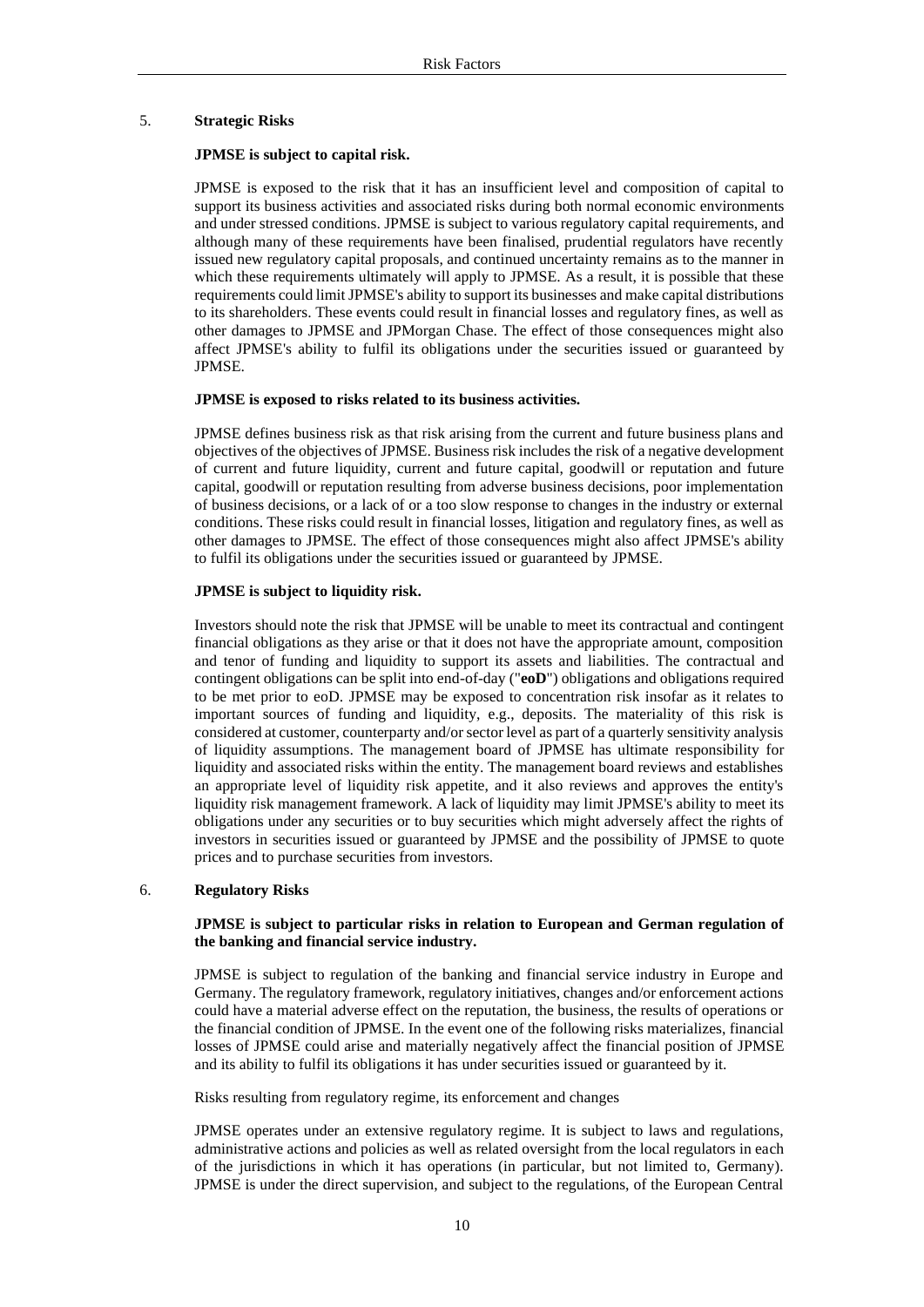## 5. Strategic Risks

### JPMSE is subject to capital risk.

JPMSE is exposed to the risk that it has an insufficient level and composition of capital to support its business activities and associated risks during both normal economic environments and under stressed conditions. JPMSE is subject to various regulatory capital requirements, and although many of these requirements have been finalised, prudential regulators have recently issued new regulatory capital proposals, and continued uncertainty remains as to the manner in which these requirements ultimately will apply to JPMSE. As a result, it is possible that these requirements could limit JPMSE's ability to support its businesses and make capital distributions to its shareholders. These events could result in financial losses and regulatory fines, as well as other damages to JPMSE and JPMorgan Chase. The effect of those consequences might also affect JPMSE's ability to fulfil its obligations under the securities issued or guaranteed by JPMSE.

### JPMSE is exposed to risks related to its business activities.

JPMSE defines business risk as that risk arising from the current and future business plans and objectives of the objectives of JPMSE. Business risk includes the risk of a negative development of current and future liquidity, current and future capital, goodwill or reputation and future capital, goodwill or reputation resulting from adverse business decisions, poor implementation of business decisions, or a lack of or a too slow response to changes in the industry or external conditions. These risks could result in financial losses, litigation and regulatory fines, as well as other damages to JPMSE. The effect of those consequences might also affect JPMSE's ability to fulfil its obligations under the securities issued or guaranteed by JPMSE.

### JPMSE is subject to liquidity risk.

Investors should note the risk that JPMSE will be unable to meet its contractual and contingent financial obligations as they arise or that it does not have the appropriate amount, composition and tenor of funding and liquidity to support its assets and liabilities. The contractual and contingent obligations can be split into end-of-day ("**eoD**") obligations and obligations required to be met prior to eoD. JPMSE may be exposed to concentration risk insofar as it relates to important sources of funding and liquidity, e.g., deposits. The materiality of this risk is considered at customer, counterparty and/or sector level as part of a quarterly sensitivity analysis of liquidity assumptions. The management board of JPMSE has ultimate responsibility for liquidity and associated risks within the entity. The management board reviews and establishes an appropriate level of liquidity risk appetite, and it also reviews and approves the entity's liquidity risk management framework. A lack of liquidity may limit JPMSE's ability to meet its obligations under any securities or to buy securities which might adversely affect the rights of investors in securities issued or guaranteed by JPMSE and the possibility of JPMSE to quote prices and to purchase securities from investors.

## 6. Regulatory Risks

### JPMSE is subject to particular risks in relation to European and German regulation of the banking and financial service industry.

JPMSE is subject to regulation of the banking and financial service industry in Europe and Germany. The regulatory framework, regulatory initiatives, changes and/or enforcement actions could have a material adverse effect on the reputation, the business, the results of operations or the financial condition of JPMSE. In the event one of the following risks materializes, financial losses of JPMSE could arise and materially negatively affect the financial position of JPMSE and its ability to fulfil its obligations it has under securities issued or guaranteed by it.

Risks resulting from regulatory regime, its enforcement and changes

JPMSE operates under an extensive regulatory regime. It is subject to laws and regulations, administrative actions and policies as well as related oversight from the local regulators in each of the jurisdictions in which it has operations (in particular, but not limited to, Germany). JPMSE is under the direct supervision, and subject to the regulations, of the European Central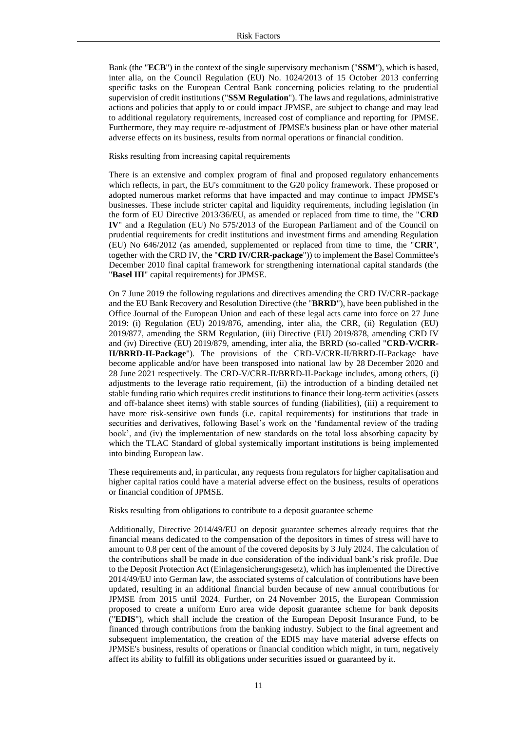Bank (the "**ECB**") in the context of the single supervisory mechanism ("**SSM**"), which is based, inter alia, on the Council Regulation (EU) No. 1024/2013 of 15 October 2013 conferring specific tasks on the European Central Bank concerning policies relating to the prudential supervision of credit institutions ("**SSM Regulation**"). The laws and regulations, administrative actions and policies that apply to or could impact JPMSE, are subject to change and may lead to additional regulatory requirements, increased cost of compliance and reporting for JPMSE. Furthermore, they may require re-adjustment of JPMSE's business plan or have other material adverse effects on its business, results from normal operations or financial condition.

Risks resulting from increasing capital requirements

There is an extensive and complex program of final and proposed regulatory enhancements which reflects, in part, the EU's commitment to the G20 policy framework. These proposed or adopted numerous market reforms that have impacted and may continue to impact JPMSE's businesses. These include stricter capital and liquidity requirements, including legislation (in the form of EU Directive 2013/36/EU, as amended or replaced from time to time, the "**CRD IV**" and a Regulation (EU) No 575/2013 of the European Parliament and of the Council on prudential requirements for credit institutions and investment firms and amending Regulation (EU) No 646/2012 (as amended, supplemented or replaced from time to time, the "**CRR**", together with the CRD IV, the "**CRD IV/CRR-package**")) to implement the Basel Committee's December 2010 final capital framework for strengthening international capital standards (the "**Basel III**" capital requirements) for JPMSE.

On 7 June 2019 the following regulations and directives amending the CRD IV/CRR-package and the EU Bank Recovery and Resolution Directive (the "**BRRD**"), have been published in the Office Journal of the European Union and each of these legal acts came into force on 27 June 2019: (i) Regulation (EU) 2019/876, amending, inter alia, the CRR, (ii) Regulation (EU) 2019/877, amending the SRM Regulation, (iii) Directive (EU) 2019/878, amending CRD IV and (iv) Directive (EU) 2019/879, amending, inter alia, the BRRD (so-called "**CRD-V/CRR-II/BRRD-II-Package**"). The provisions of the CRD-V/CRR-II/BRRD-II-Package have become applicable and/or have been transposed into national law by 28 December 2020 and 28 June 2021 respectively. The CRD-V/CRR-II/BRRD-II-Package includes, among others, (i) adjustments to the leverage ratio requirement, (ii) the introduction of a binding detailed net stable funding ratio which requires credit institutions to finance their long-term activities (assets and off-balance sheet items) with stable sources of funding (liabilities), (iii) a requirement to have more risk-sensitive own funds (i.e. capital requirements) for institutions that trade in securities and derivatives, following Basel's work on the 'fundamental review of the trading book', and (iv) the implementation of new standards on the total loss absorbing capacity by which the TLAC Standard of global systemically important institutions is being implemented into binding European law.

These requirements and, in particular, any requests from regulators for higher capitalisation and higher capital ratios could have a material adverse effect on the business, results of operations or financial condition of JPMSE.

Risks resulting from obligations to contribute to a deposit guarantee scheme

Additionally, Directive 2014/49/EU on deposit guarantee schemes already requires that the financial means dedicated to the compensation of the depositors in times of stress will have to amount to 0.8 per cent of the amount of the covered deposits by 3 July 2024. The calculation of the contributions shall be made in due consideration of the individual bank's risk profile. Due to the Deposit Protection Act (Einlagensicherungsgesetz), which has implemented the Directive 2014/49/EU into German law, the associated systems of calculation of contributions have been updated, resulting in an additional financial burden because of new annual contributions for JPMSE from 2015 until 2024. Further, on 24 November 2015, the European Commission proposed to create a uniform Euro area wide deposit guarantee scheme for bank deposits ("**EDIS**"), which shall include the creation of the European Deposit Insurance Fund, to be financed through contributions from the banking industry. Subject to the final agreement and subsequent implementation, the creation of the EDIS may have material adverse effects on JPMSE's business, results of operations or financial condition which might, in turn, negatively affect its ability to fulfill its obligations under securities issued or guaranteed by it.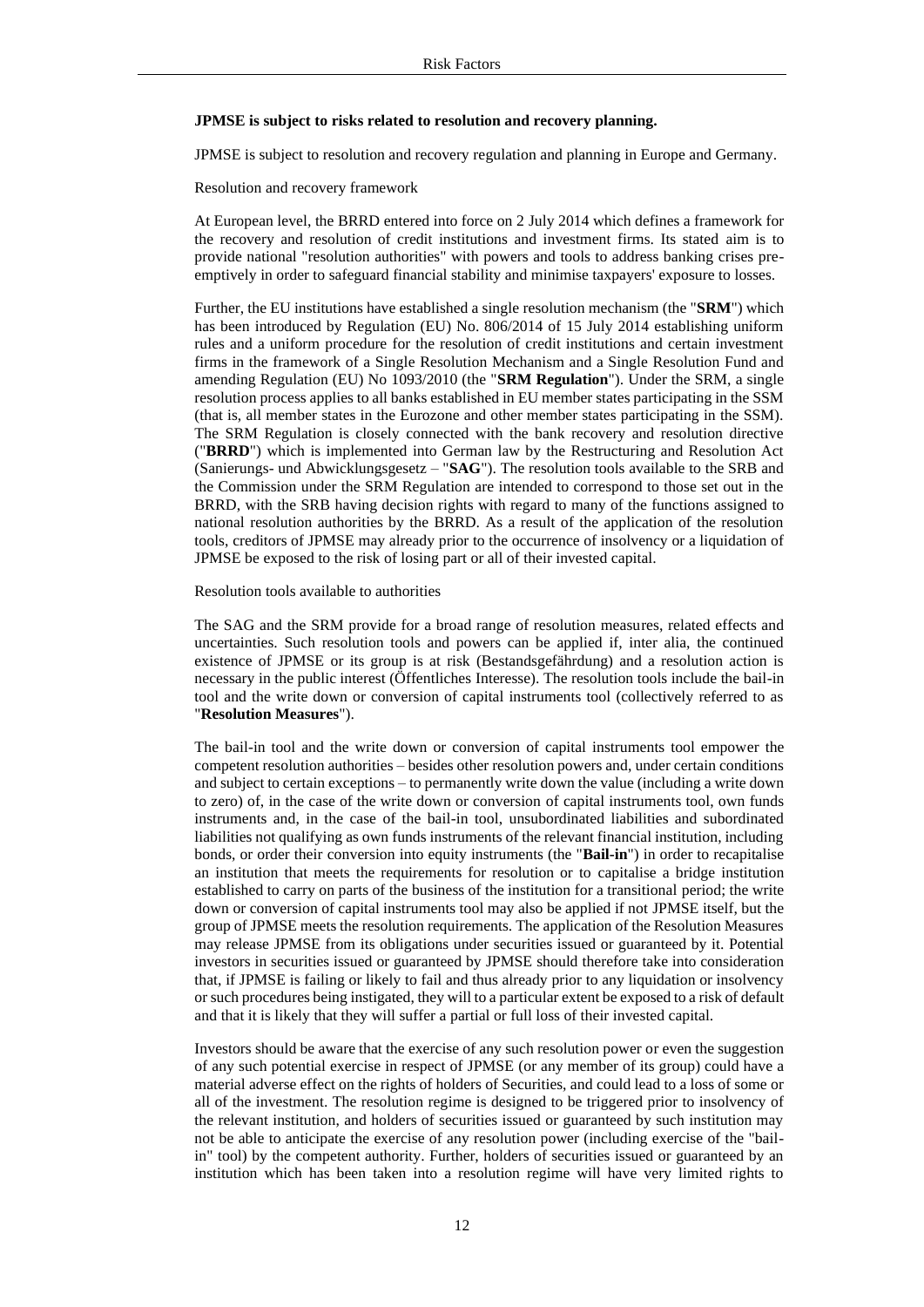**JPMSE is subject to risks related to resolution and recovery planning.**

JPMSE is subject to resolution and recovery regulation and planning in Europe and Germany.

Resolution and recovery framework

At European level, the BRRD entered into force on 2 July 2014 which defines a framework for the recovery and resolution of credit institutions and investment firms. Its stated aim is to provide national "resolution authorities" with powers and tools to address banking crises pre-emptively in order to safeguard financial stability and minimise taxpayers' exposure to losses.

Further, the EU institutions have established a single resolution mechanism (the "**SRM**") which has been introduced by Regulation (EU) No. 806/2014 of 15 July 2014 establishing uniform rules and a uniform procedure for the resolution of credit institutions and certain investment firms in the framework of a Single Resolution Mechanism and a Single Resolution Fund and amending Regulation (EU) No 1093/2010 (the "**SRM Regulation**"). Under the SRM, a single resolution process applies to all banks established in EU member states participating in the SSM (that is, all member states in the Eurozone and other member states participating in the SSM). The SRM Regulation is closely connected with the bank recovery and resolution directive ("**BRRD**") which is implemented into German law by the Restructuring and Resolution Act (Sanierungs- und Abwicklungsgesetz – "**SAG**"). The resolution tools available to the SRB and the Commission under the SRM Regulation are intended to correspond to those set out in the BRRD, with the SRB having decision rights with regard to many of the functions assigned to national resolution authorities by the BRRD. As a result of the application of the resolution tools, creditors of JPMSE may already prior to the occurrence of insolvency or a liquidation of JPMSE be exposed to the risk of losing part or all of their invested capital.

Resolution tools available to authorities

The SAG and the SRM provide for a broad range of resolution measures, related effects and uncertainties. Such resolution tools and powers can be applied if, inter alia, the continued existence of JPMSE or its group is at risk (Bestandsgefährdung) and a resolution action is necessary in the public interest (Öffentliches Interesse). The resolution tools include the bail-in tool and the write down or conversion of capital instruments tool (collectively referred to as "**Resolution Measures**").

The bail-in tool and the write down or conversion of capital instruments tool empower the competent resolution authorities – besides other resolution powers and, under certain conditions and subject to certain exceptions – to permanently write down the value (including a write down to zero) of, in the case of the write down or conversion of capital instruments tool, own funds instruments and, in the case of the bail-in tool, unsubordinated liabilities and subordinated liabilities not qualifying as own funds instruments of the relevant financial institution, including bonds, or order their conversion into equity instruments (the "**Bail-in**") in order to recapitalise an institution that meets the requirements for resolution or to capitalise a bridge institution established to carry on parts of the business of the institution for a transitional period; the write down or conversion of capital instruments tool may also be applied if not JPMSE itself, but the group of JPMSE meets the resolution requirements. The application of the Resolution Measures may release JPMSE from its obligations under securities issued or guaranteed by it. Potential investors in securities issued or guaranteed by JPMSE should therefore take into consideration that, if JPMSE is failing or likely to fail and thus already prior to any liquidation or insolvency or such procedures being instigated, they will to a particular extent be exposed to a risk of default and that it is likely that they will suffer a partial or full loss of their invested capital.

Investors should be aware that the exercise of any such resolution power or even the suggestion of any such potential exercise in respect of JPMSE (or any member of its group) could have a material adverse effect on the rights of holders of Securities, and could lead to a loss of some or all of the investment. The resolution regime is designed to be triggered prior to insolvency of the relevant institution, and holders of securities issued or guaranteed by such institution may not be able to anticipate the exercise of any resolution power (including exercise of the "bail-in" tool) by the competent authority. Further, holders of securities issued or guaranteed by an institution which has been taken into a resolution regime will have very limited rights to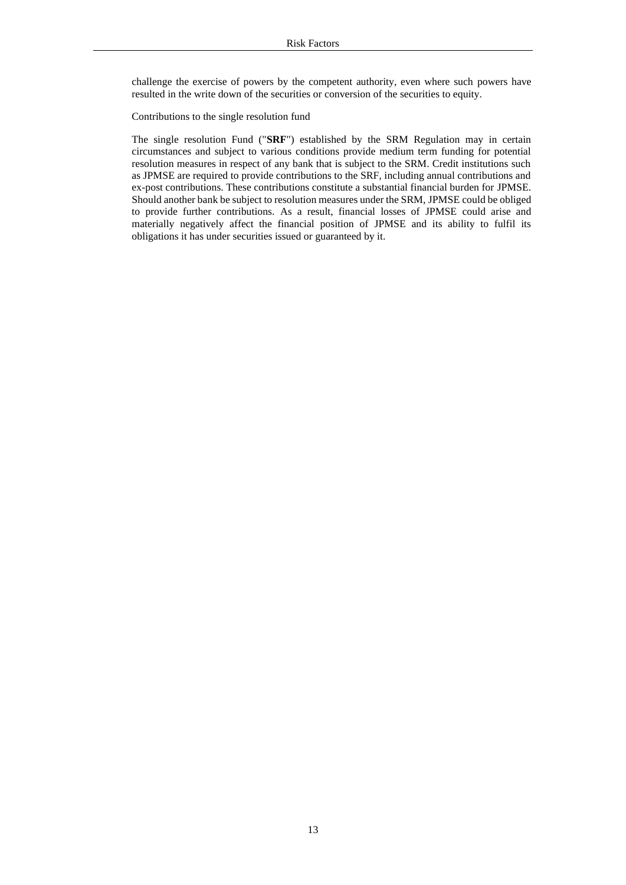challenge the exercise of powers by the competent authority, even where such powers have resulted in the write down of the securities or conversion of the securities to equity.

Contributions to the single resolution fund

The single resolution Fund ("**SRF**") established by the SRM Regulation may in certain circumstances and subject to various conditions provide medium term funding for potential resolution measures in respect of any bank that is subject to the SRM. Credit institutions such as JPMSE are required to provide contributions to the SRF, including annual contributions and ex-post contributions. These contributions constitute a substantial financial burden for JPMSE. Should another bank be subject to resolution measures under the SRM, JPMSE could be obliged to provide further contributions. As a result, financial losses of JPMSE could arise and materially negatively affect the financial position of JPMSE and its ability to fulfil its obligations it has under securities issued or guaranteed by it.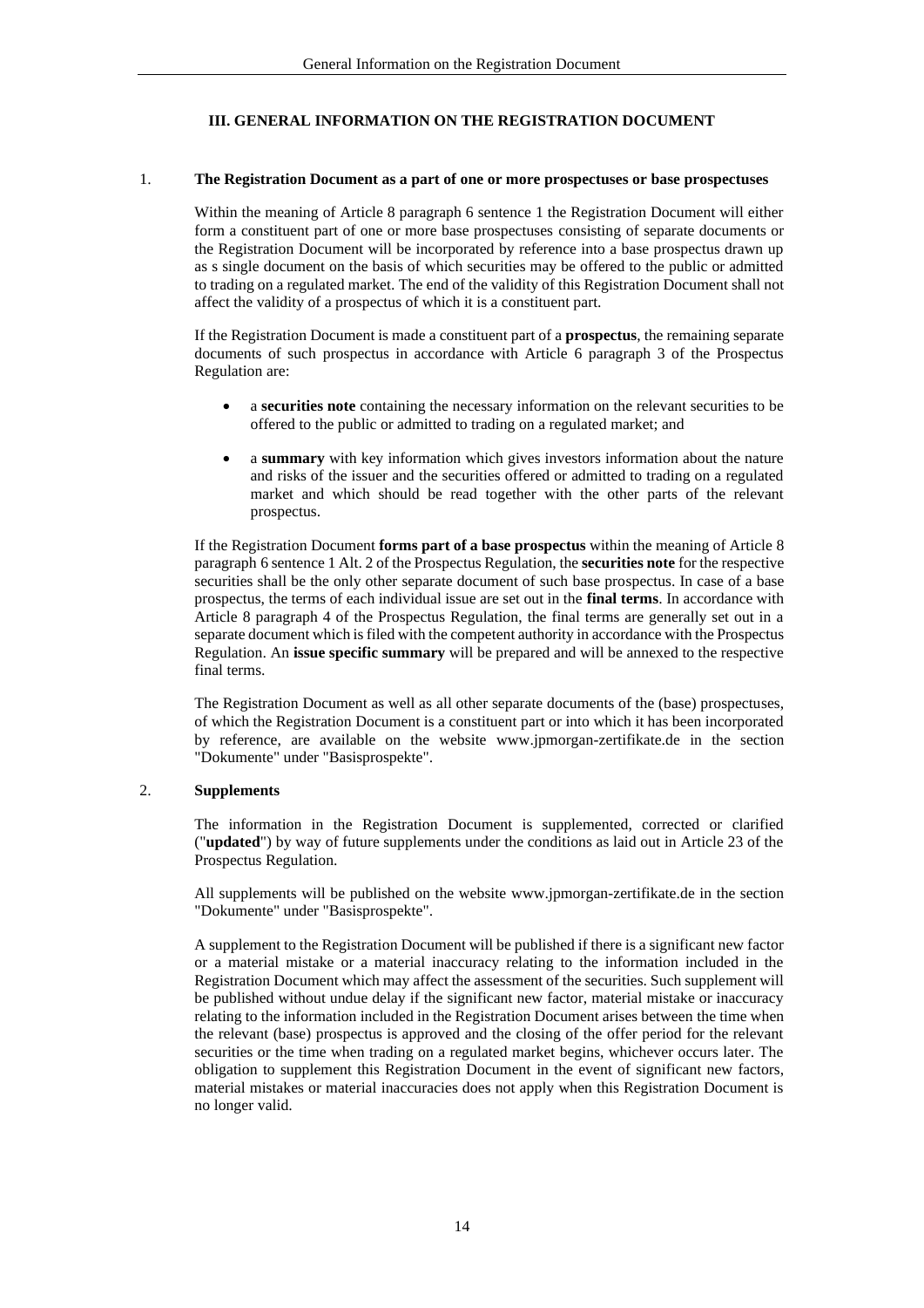## III. GENERAL INFORMATION ON THE REGISTRATION DOCUMENT

### 1. The Registration Document as a part of one or more prospectuses or base prospectuses

Within the meaning of Article 8 paragraph 6 sentence 1 the Registration Document will either form a constituent part of one or more base prospectuses consisting of separate documents or the Registration Document will be incorporated by reference into a base prospectus drawn up as s single document on the basis of which securities may be offered to the public or admitted to trading on a regulated market. The end of the validity of this Registration Document shall not affect the validity of a prospectus of which it is a constituent part.

If the Registration Document is made a constituent part of a **prospectus**, the remaining separate documents of such prospectus in accordance with Article 6 paragraph 3 of the Prospectus Regulation are:

- a **securities note** containing the necessary information on the relevant securities to be offered to the public or admitted to trading on a regulated market; and
- a **summary** with key information which gives investors information about the nature and risks of the issuer and the securities offered or admitted to trading on a regulated market and which should be read together with the other parts of the relevant prospectus.

If the Registration Document **forms part of a base prospectus** within the meaning of Article 8 paragraph 6 sentence 1 Alt. 2 of the Prospectus Regulation, the **securities note** for the respective securities shall be the only other separate document of such base prospectus. In case of a base prospectus, the terms of each individual issue are set out in the **final terms**. In accordance with Article 8 paragraph 4 of the Prospectus Regulation, the final terms are generally set out in a separate document which is filed with the competent authority in accordance with the Prospectus Regulation. An **issue specific summary** will be prepared and will be annexed to the respective final terms.

The Registration Document as well as all other separate documents of the (base) prospectuses, of which the Registration Document is a constituent part or into which it has been incorporated by reference, are available on the website www.jpmorgan-zertifikate.de in the section "Dokumente" under "Basisprospekte".

### 2. Supplements

The information in the Registration Document is supplemented, corrected or clarified ("**updated**") by way of future supplements under the conditions as laid out in Article 23 of the Prospectus Regulation.

All supplements will be published on the website www.jpmorgan-zertifikate.de in the section "Dokumente" under "Basisprospekte".

A supplement to the Registration Document will be published if there is a significant new factor or a material mistake or a material inaccuracy relating to the information included in the Registration Document which may affect the assessment of the securities. Such supplement will be published without undue delay if the significant new factor, material mistake or inaccuracy relating to the information included in the Registration Document arises between the time when the relevant (base) prospectus is approved and the closing of the offer period for the relevant securities or the time when trading on a regulated market begins, whichever occurs later. The obligation to supplement this Registration Document in the event of significant new factors, material mistakes or material inaccuracies does not apply when this Registration Document is no longer valid.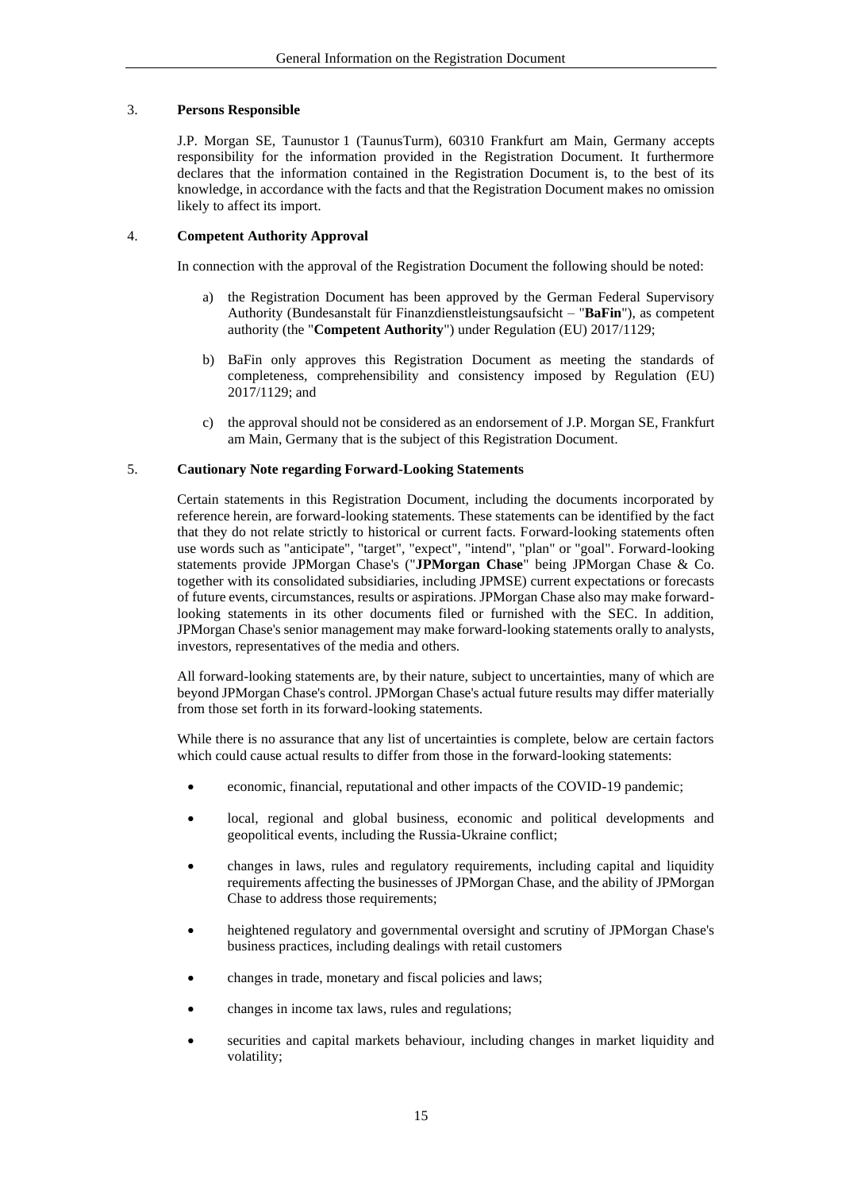## 3. Persons Responsible

J.P. Morgan SE, Taunustor 1 (TaunusTurm), 60310 Frankfurt am Main, Germany accepts responsibility for the information provided in the Registration Document. It furthermore declares that the information contained in the Registration Document is, to the best of its knowledge, in accordance with the facts and that the Registration Document makes no omission likely to affect its import.

## 4. Competent Authority Approval

In connection with the approval of the Registration Document the following should be noted:

a) the Registration Document has been approved by the German Federal Supervisory Authority (Bundesanstalt für Finanzdienstleistungsaufsicht – "**BaFin**"), as competent authority (the "**Competent Authority**") under Regulation (EU) 2017/1129;

b) BaFin only approves this Registration Document as meeting the standards of completeness, comprehensibility and consistency imposed by Regulation (EU) 2017/1129; and

c) the approval should not be considered as an endorsement of J.P. Morgan SE, Frankfurt am Main, Germany that is the subject of this Registration Document.

## 5. Cautionary Note regarding Forward-Looking Statements

Certain statements in this Registration Document, including the documents incorporated by reference herein, are forward-looking statements. These statements can be identified by the fact that they do not relate strictly to historical or current facts. Forward-looking statements often use words such as "anticipate", "target", "expect", "intend", "plan" or "goal". Forward-looking statements provide JPMorgan Chase's ("**JPMorgan Chase**" being JPMorgan Chase & Co. together with its consolidated subsidiaries, including JPMSE) current expectations or forecasts of future events, circumstances, results or aspirations. JPMorgan Chase also may make forward-looking statements in its other documents filed or furnished with the SEC. In addition, JPMorgan Chase's senior management may make forward-looking statements orally to analysts, investors, representatives of the media and others.

All forward-looking statements are, by their nature, subject to uncertainties, many of which are beyond JPMorgan Chase's control. JPMorgan Chase's actual future results may differ materially from those set forth in its forward-looking statements.

While there is no assurance that any list of uncertainties is complete, below are certain factors which could cause actual results to differ from those in the forward-looking statements:

- economic, financial, reputational and other impacts of the COVID-19 pandemic;
- local, regional and global business, economic and political developments and geopolitical events, including the Russia-Ukraine conflict;
- changes in laws, rules and regulatory requirements, including capital and liquidity requirements affecting the businesses of JPMorgan Chase, and the ability of JPMorgan Chase to address those requirements;
- heightened regulatory and governmental oversight and scrutiny of JPMorgan Chase's business practices, including dealings with retail customers
- changes in trade, monetary and fiscal policies and laws;
- changes in income tax laws, rules and regulations;
- securities and capital markets behaviour, including changes in market liquidity and volatility;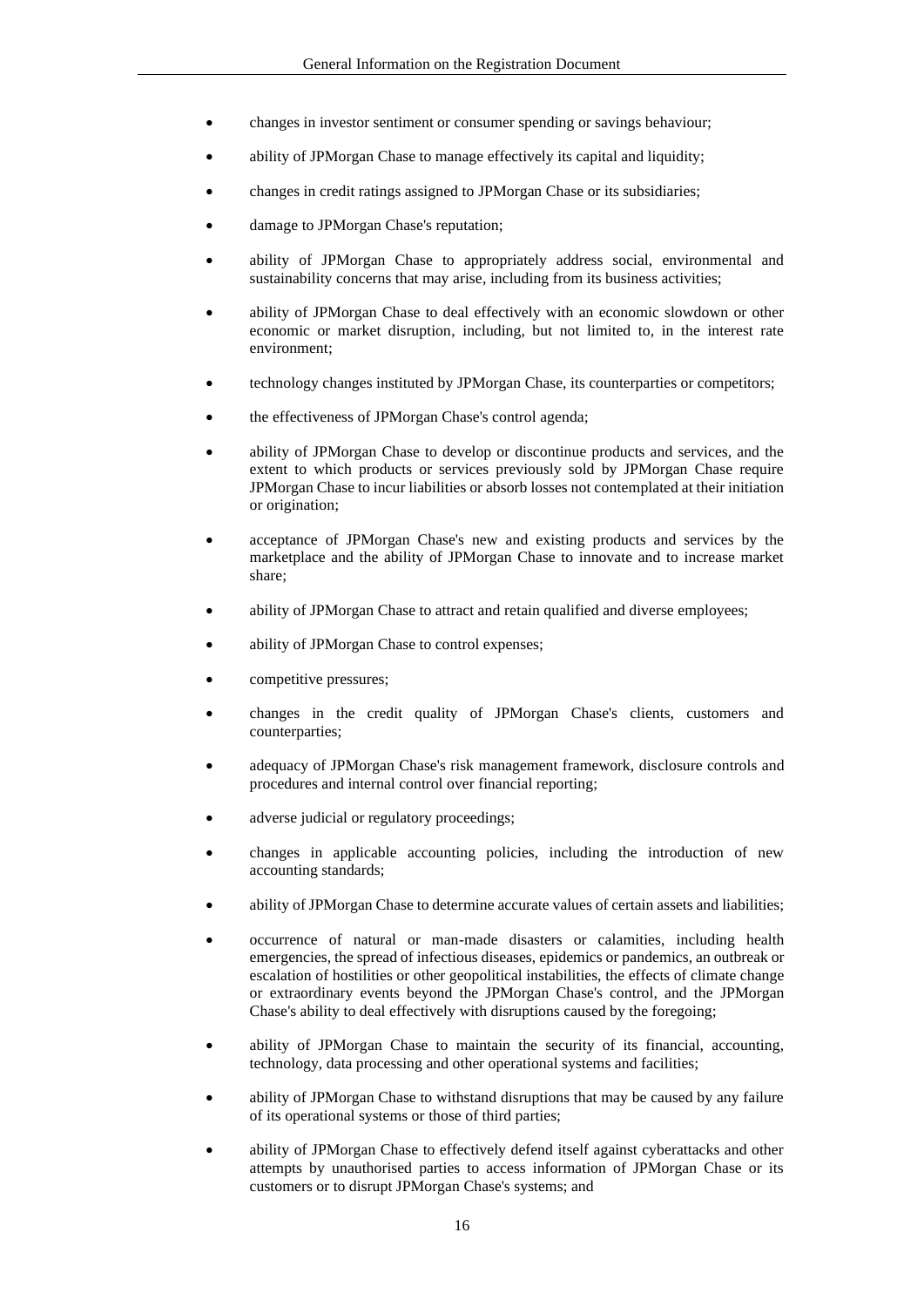- changes in investor sentiment or consumer spending or savings behaviour;
- ability of JPMorgan Chase to manage effectively its capital and liquidity;
- changes in credit ratings assigned to JPMorgan Chase or its subsidiaries;
- damage to JPMorgan Chase's reputation;
- ability of JPMorgan Chase to appropriately address social, environmental and sustainability concerns that may arise, including from its business activities;
- ability of JPMorgan Chase to deal effectively with an economic slowdown or other economic or market disruption, including, but not limited to, in the interest rate environment;
- technology changes instituted by JPMorgan Chase, its counterparties or competitors;
- the effectiveness of JPMorgan Chase's control agenda;
- ability of JPMorgan Chase to develop or discontinue products and services, and the extent to which products or services previously sold by JPMorgan Chase require JPMorgan Chase to incur liabilities or absorb losses not contemplated at their initiation or origination;
- acceptance of JPMorgan Chase's new and existing products and services by the marketplace and the ability of JPMorgan Chase to innovate and to increase market share;
- ability of JPMorgan Chase to attract and retain qualified and diverse employees;
- ability of JPMorgan Chase to control expenses;
- competitive pressures;
- changes in the credit quality of JPMorgan Chase's clients, customers and counterparties;
- adequacy of JPMorgan Chase's risk management framework, disclosure controls and procedures and internal control over financial reporting;
- adverse judicial or regulatory proceedings;
- changes in applicable accounting policies, including the introduction of new accounting standards;
- ability of JPMorgan Chase to determine accurate values of certain assets and liabilities;
- occurrence of natural or man-made disasters or calamities, including health emergencies, the spread of infectious diseases, epidemics or pandemics, an outbreak or escalation of hostilities or other geopolitical instabilities, the effects of climate change or extraordinary events beyond the JPMorgan Chase's control, and the JPMorgan Chase's ability to deal effectively with disruptions caused by the foregoing;
- ability of JPMorgan Chase to maintain the security of its financial, accounting, technology, data processing and other operational systems and facilities;
- ability of JPMorgan Chase to withstand disruptions that may be caused by any failure of its operational systems or those of third parties;
- ability of JPMorgan Chase to effectively defend itself against cyberattacks and other attempts by unauthorised parties to access information of JPMorgan Chase or its customers or to disrupt JPMorgan Chase's systems; and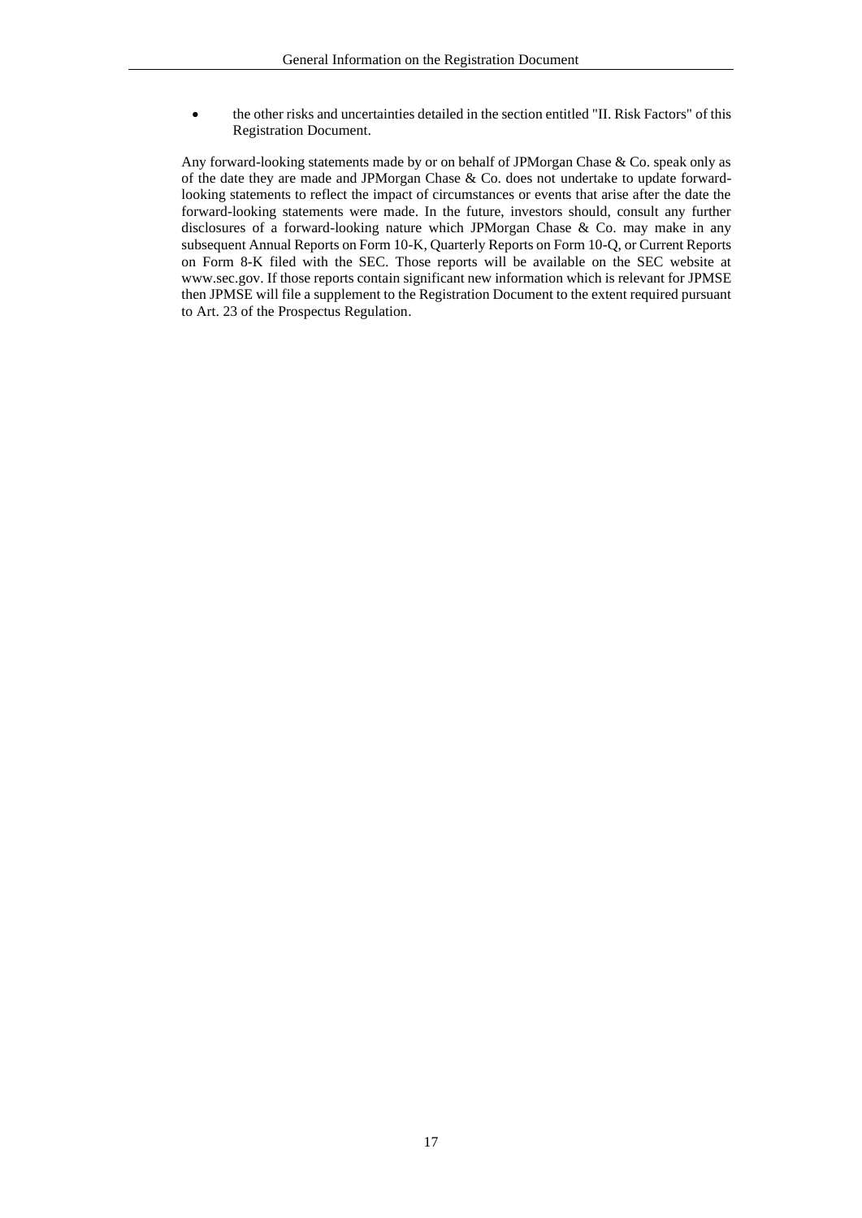- the other risks and uncertainties detailed in the section entitled "II. Risk Factors" of this Registration Document.

Any forward-looking statements made by or on behalf of JPMorgan Chase & Co. speak only as of the date they are made and JPMorgan Chase & Co. does not undertake to update forward-looking statements to reflect the impact of circumstances or events that arise after the date the forward-looking statements were made. In the future, investors should, consult any further disclosures of a forward-looking nature which JPMorgan Chase & Co. may make in any subsequent Annual Reports on Form 10-K, Quarterly Reports on Form 10-Q, or Current Reports on Form 8-K filed with the SEC. Those reports will be available on the SEC website at www.sec.gov. If those reports contain significant new information which is relevant for JPMSE then JPMSE will file a supplement to the Registration Document to the extent required pursuant to Art. 23 of the Prospectus Regulation.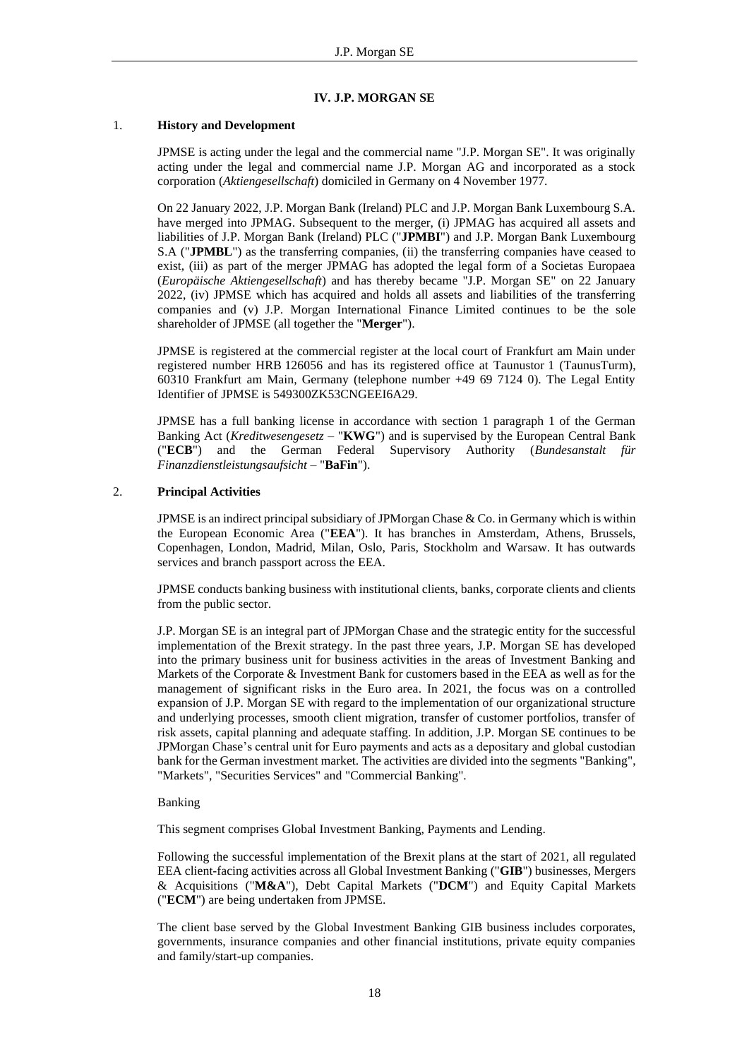## IV. J.P. MORGAN SE

### 1. History and Development

JPMSE is acting under the legal and the commercial name "J.P. Morgan SE". It was originally acting under the legal and commercial name J.P. Morgan AG and incorporated as a stock corporation (*Aktiengesellschaft*) domiciled in Germany on 4 November 1977.

On 22 January 2022, J.P. Morgan Bank (Ireland) PLC and J.P. Morgan Bank Luxembourg S.A. have merged into JPMAG. Subsequent to the merger, (i) JPMAG has acquired all assets and liabilities of J.P. Morgan Bank (Ireland) PLC ("**JPMBI**") and J.P. Morgan Bank Luxembourg S.A ("**JPMBL**") as the transferring companies, (ii) the transferring companies have ceased to exist, (iii) as part of the merger JPMAG has adopted the legal form of a Societas Europaea (*Europäische Aktiengesellschaft*) and has thereby became "J.P. Morgan SE" on 22 January 2022, (iv) JPMSE which has acquired and holds all assets and liabilities of the transferring companies and (v) J.P. Morgan International Finance Limited continues to be the sole shareholder of JPMSE (all together the "**Merger**").

JPMSE is registered at the commercial register at the local court of Frankfurt am Main under registered number HRB 126056 and has its registered office at Taunustor 1 (TaunusTurm), 60310 Frankfurt am Main, Germany (telephone number +49 69 7124 0). The Legal Entity Identifier of JPMSE is 549300ZK53CNGEEI6A29.

JPMSE has a full banking license in accordance with section 1 paragraph 1 of the German Banking Act (*Kreditwesengesetz* – "**KWG**") and is supervised by the European Central Bank ("**ECB**") and the German Federal Supervisory Authority (*Bundesanstalt für Finanzdienstleistungsaufsicht* – "**BaFin**").

### 2. Principal Activities

JPMSE is an indirect principal subsidiary of JPMorgan Chase & Co. in Germany which is within the European Economic Area ("**EEA**"). It has branches in Amsterdam, Athens, Brussels, Copenhagen, London, Madrid, Milan, Oslo, Paris, Stockholm and Warsaw. It has outwards services and branch passport across the EEA.

JPMSE conducts banking business with institutional clients, banks, corporate clients and clients from the public sector.

J.P. Morgan SE is an integral part of JPMorgan Chase and the strategic entity for the successful implementation of the Brexit strategy. In the past three years, J.P. Morgan SE has developed into the primary business unit for business activities in the areas of Investment Banking and Markets of the Corporate & Investment Bank for customers based in the EEA as well as for the management of significant risks in the Euro area. In 2021, the focus was on a controlled expansion of J.P. Morgan SE with regard to the implementation of our organizational structure and underlying processes, smooth client migration, transfer of customer portfolios, transfer of risk assets, capital planning and adequate staffing. In addition, J.P. Morgan SE continues to be JPMorgan Chase's central unit for Euro payments and acts as a depositary and global custodian bank for the German investment market. The activities are divided into the segments "Banking", "Markets", "Securities Services" and "Commercial Banking".

Banking

This segment comprises Global Investment Banking, Payments and Lending.

Following the successful implementation of the Brexit plans at the start of 2021, all regulated EEA client-facing activities across all Global Investment Banking ("**GIB**") businesses, Mergers & Acquisitions ("**M&A**"), Debt Capital Markets ("**DCM**") and Equity Capital Markets ("**ECM**") are being undertaken from JPMSE.

The client base served by the Global Investment Banking GIB business includes corporates, governments, insurance companies and other financial institutions, private equity companies and family/start-up companies.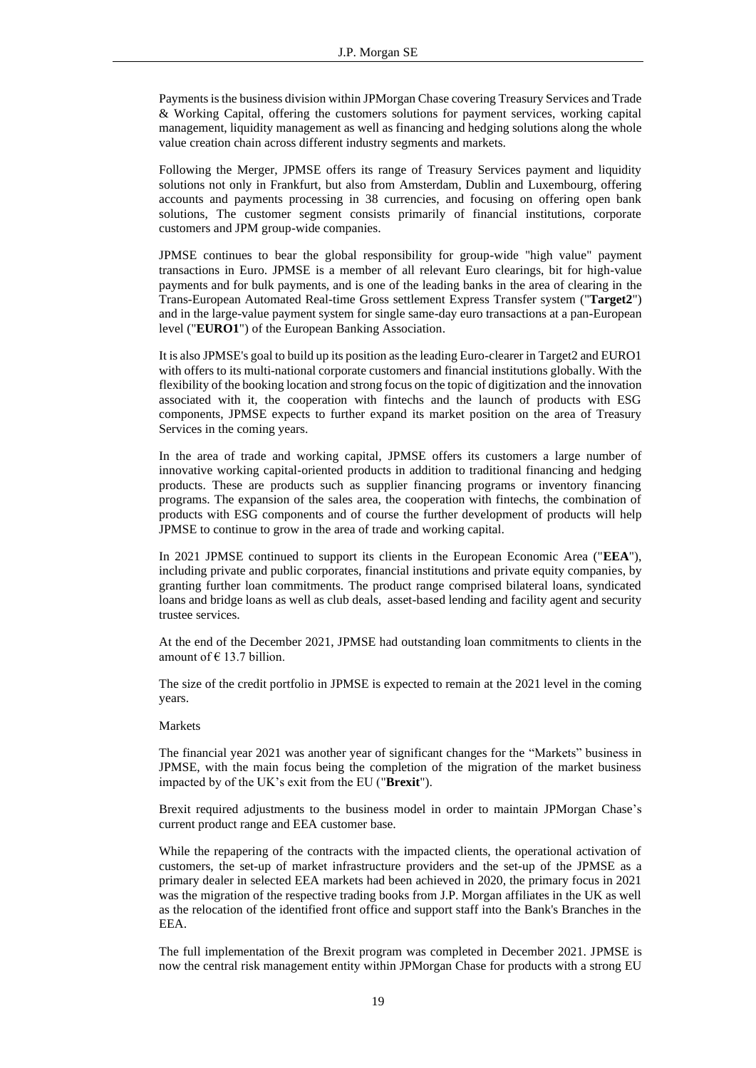Payments is the business division within JPMorgan Chase covering Treasury Services and Trade & Working Capital, offering the customers solutions for payment services, working capital management, liquidity management as well as financing and hedging solutions along the whole value creation chain across different industry segments and markets.

Following the Merger, JPMSE offers its range of Treasury Services payment and liquidity solutions not only in Frankfurt, but also from Amsterdam, Dublin and Luxembourg, offering accounts and payments processing in 38 currencies, and focusing on offering open bank solutions, The customer segment consists primarily of financial institutions, corporate customers and JPM group-wide companies.

JPMSE continues to bear the global responsibility for group-wide "high value" payment transactions in Euro. JPMSE is a member of all relevant Euro clearings, bit for high-value payments and for bulk payments, and is one of the leading banks in the area of clearing in the Trans-European Automated Real-time Gross settlement Express Transfer system ("**Target2**") and in the large-value payment system for single same-day euro transactions at a pan-European level ("**EURO1**") of the European Banking Association.

It is also JPMSE's goal to build up its position as the leading Euro-clearer in Target2 and EURO1 with offers to its multi-national corporate customers and financial institutions globally. With the flexibility of the booking location and strong focus on the topic of digitization and the innovation associated with it, the cooperation with fintechs and the launch of products with ESG components, JPMSE expects to further expand its market position on the area of Treasury Services in the coming years.

In the area of trade and working capital, JPMSE offers its customers a large number of innovative working capital-oriented products in addition to traditional financing and hedging products. These are products such as supplier financing programs or inventory financing programs. The expansion of the sales area, the cooperation with fintechs, the combination of products with ESG components and of course the further development of products will help JPMSE to continue to grow in the area of trade and working capital.

In 2021 JPMSE continued to support its clients in the European Economic Area ("**EEA**"), including private and public corporates, financial institutions and private equity companies, by granting further loan commitments. The product range comprised bilateral loans, syndicated loans and bridge loans as well as club deals, asset-based lending and facility agent and security trustee services.

At the end of the December 2021, JPMSE had outstanding loan commitments to clients in the amount of € 13.7 billion.

The size of the credit portfolio in JPMSE is expected to remain at the 2021 level in the coming years.

Markets

The financial year 2021 was another year of significant changes for the "Markets" business in JPMSE, with the main focus being the completion of the migration of the market business impacted by of the UK's exit from the EU ("**Brexit**").

Brexit required adjustments to the business model in order to maintain JPMorgan Chase's current product range and EEA customer base.

While the repapering of the contracts with the impacted clients, the operational activation of customers, the set-up of market infrastructure providers and the set-up of the JPMSE as a primary dealer in selected EEA markets had been achieved in 2020, the primary focus in 2021 was the migration of the respective trading books from J.P. Morgan affiliates in the UK as well as the relocation of the identified front office and support staff into the Bank's Branches in the EEA.

The full implementation of the Brexit program was completed in December 2021. JPMSE is now the central risk management entity within JPMorgan Chase for products with a strong EU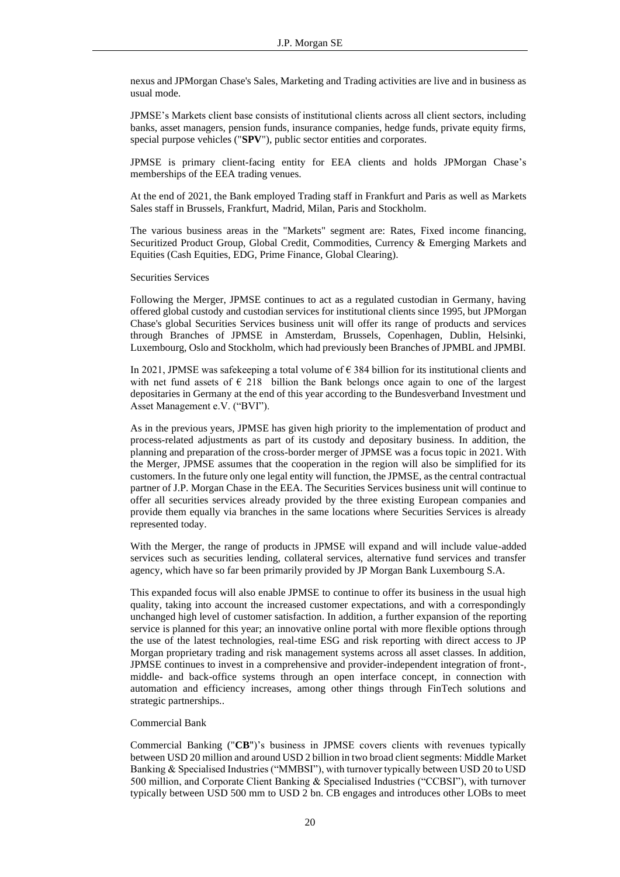nexus and JPMorgan Chase's Sales, Marketing and Trading activities are live and in business as usual mode.

JPMSE's Markets client base consists of institutional clients across all client sectors, including banks, asset managers, pension funds, insurance companies, hedge funds, private equity firms, special purpose vehicles ("**SPV**"), public sector entities and corporates.

JPMSE is primary client-facing entity for EEA clients and holds JPMorgan Chase's memberships of the EEA trading venues.

At the end of 2021, the Bank employed Trading staff in Frankfurt and Paris as well as Markets Sales staff in Brussels, Frankfurt, Madrid, Milan, Paris and Stockholm.

The various business areas in the "Markets" segment are: Rates, Fixed income financing, Securitized Product Group, Global Credit, Commodities, Currency & Emerging Markets and Equities (Cash Equities, EDG, Prime Finance, Global Clearing).

Securities Services

Following the Merger, JPMSE continues to act as a regulated custodian in Germany, having offered global custody and custodian services for institutional clients since 1995, but JPMorgan Chase's global Securities Services business unit will offer its range of products and services through Branches of JPMSE in Amsterdam, Brussels, Copenhagen, Dublin, Helsinki, Luxembourg, Oslo and Stockholm, which had previously been Branches of JPMBL and JPMBI.

In 2021, JPMSE was safekeeping a total volume of € 384 billion for its institutional clients and with net fund assets of € 218 billion the Bank belongs once again to one of the largest depositaries in Germany at the end of this year according to the Bundesverband Investment und Asset Management e.V. ("BVI").

As in the previous years, JPMSE has given high priority to the implementation of product and process-related adjustments as part of its custody and depositary business. In addition, the planning and preparation of the cross-border merger of JPMSE was a focus topic in 2021. With the Merger, JPMSE assumes that the cooperation in the region will also be simplified for its customers. In the future only one legal entity will function, the JPMSE, as the central contractual partner of J.P. Morgan Chase in the EEA. The Securities Services business unit will continue to offer all securities services already provided by the three existing European companies and provide them equally via branches in the same locations where Securities Services is already represented today.

With the Merger, the range of products in JPMSE will expand and will include value-added services such as securities lending, collateral services, alternative fund services and transfer agency, which have so far been primarily provided by JP Morgan Bank Luxembourg S.A.

This expanded focus will also enable JPMSE to continue to offer its business in the usual high quality, taking into account the increased customer expectations, and with a correspondingly unchanged high level of customer satisfaction. In addition, a further expansion of the reporting service is planned for this year; an innovative online portal with more flexible options through the use of the latest technologies, real-time ESG and risk reporting with direct access to JP Morgan proprietary trading and risk management systems across all asset classes. In addition, JPMSE continues to invest in a comprehensive and provider-independent integration of front-, middle- and back-office systems through an open interface concept, in connection with automation and efficiency increases, among other things through FinTech solutions and strategic partnerships..

Commercial Bank

Commercial Banking ("**CB**")'s business in JPMSE covers clients with revenues typically between USD 20 million and around USD 2 billion in two broad client segments: Middle Market Banking & Specialised Industries ("MMBSI"), with turnover typically between USD 20 to USD 500 million, and Corporate Client Banking & Specialised Industries ("CCBSI"), with turnover typically between USD 500 mm to USD 2 bn. CB engages and introduces other LOBs to meet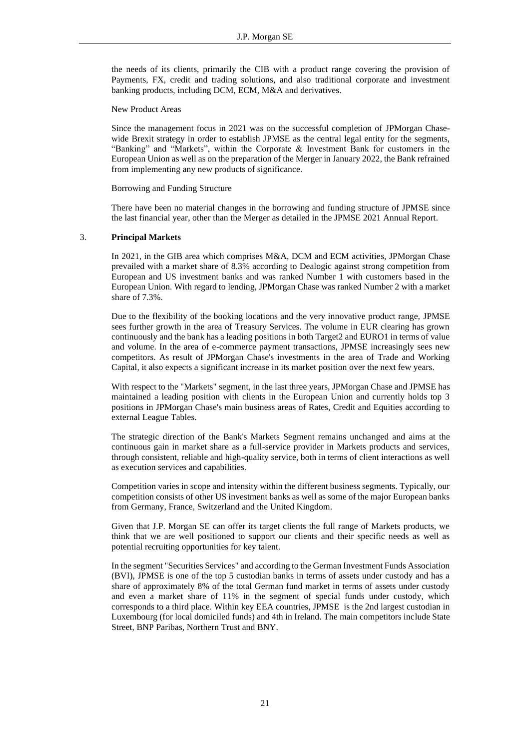the needs of its clients, primarily the CIB with a product range covering the provision of Payments, FX, credit and trading solutions, and also traditional corporate and investment banking products, including DCM, ECM, M&A and derivatives.

New Product Areas

Since the management focus in 2021 was on the successful completion of JPMorgan Chase-wide Brexit strategy in order to establish JPMSE as the central legal entity for the segments, "Banking" and "Markets", within the Corporate & Investment Bank for customers in the European Union as well as on the preparation of the Merger in January 2022, the Bank refrained from implementing any new products of significance.

Borrowing and Funding Structure

There have been no material changes in the borrowing and funding structure of JPMSE since the last financial year, other than the Merger as detailed in the JPMSE 2021 Annual Report.

## 3. **Principal Markets**

In 2021, in the GIB area which comprises M&A, DCM and ECM activities, JPMorgan Chase prevailed with a market share of 8.3% according to Dealogic against strong competition from European and US investment banks and was ranked Number 1 with customers based in the European Union. With regard to lending, JPMorgan Chase was ranked Number 2 with a market share of 7.3%.

Due to the flexibility of the booking locations and the very innovative product range, JPMSE sees further growth in the area of Treasury Services. The volume in EUR clearing has grown continuously and the bank has a leading positions in both Target2 and EURO1 in terms of value and volume. In the area of e-commerce payment transactions, JPMSE increasingly sees new competitors. As result of JPMorgan Chase's investments in the area of Trade and Working Capital, it also expects a significant increase in its market position over the next few years.

With respect to the "Markets" segment, in the last three years, JPMorgan Chase and JPMSE has maintained a leading position with clients in the European Union and currently holds top 3 positions in JPMorgan Chase's main business areas of Rates, Credit and Equities according to external League Tables.

The strategic direction of the Bank's Markets Segment remains unchanged and aims at the continuous gain in market share as a full-service provider in Markets products and services, through consistent, reliable and high-quality service, both in terms of client interactions as well as execution services and capabilities.

Competition varies in scope and intensity within the different business segments. Typically, our competition consists of other US investment banks as well as some of the major European banks from Germany, France, Switzerland and the United Kingdom.

Given that J.P. Morgan SE can offer its target clients the full range of Markets products, we think that we are well positioned to support our clients and their specific needs as well as potential recruiting opportunities for key talent.

In the segment "Securities Services" and according to the German Investment Funds Association (BVI), JPMSE is one of the top 5 custodian banks in terms of assets under custody and has a share of approximately 8% of the total German fund market in terms of assets under custody and even a market share of 11% in the segment of special funds under custody, which corresponds to a third place. Within key EEA countries, JPMSE is the 2nd largest custodian in Luxembourg (for local domiciled funds) and 4th in Ireland. The main competitors include State Street, BNP Paribas, Northern Trust and BNY.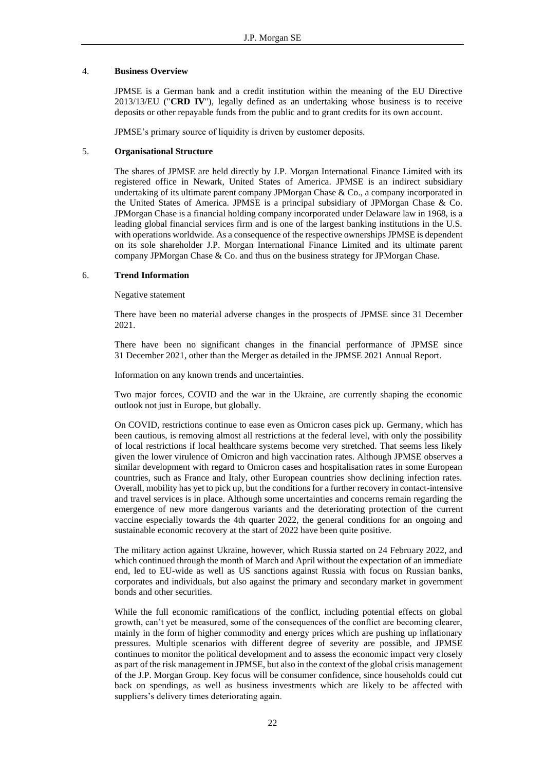## 4. **Business Overview**

JPMSE is a German bank and a credit institution within the meaning of the EU Directive 2013/13/EU ("**CRD IV**"), legally defined as an undertaking whose business is to receive deposits or other repayable funds from the public and to grant credits for its own account.

JPMSE's primary source of liquidity is driven by customer deposits.

## 5. **Organisational Structure**

The shares of JPMSE are held directly by J.P. Morgan International Finance Limited with its registered office in Newark, United States of America. JPMSE is an indirect subsidiary undertaking of its ultimate parent company JPMorgan Chase & Co., a company incorporated in the United States of America. JPMSE is a principal subsidiary of JPMorgan Chase & Co. JPMorgan Chase is a financial holding company incorporated under Delaware law in 1968, is a leading global financial services firm and is one of the largest banking institutions in the U.S. with operations worldwide. As a consequence of the respective ownerships JPMSE is dependent on its sole shareholder J.P. Morgan International Finance Limited and its ultimate parent company JPMorgan Chase & Co. and thus on the business strategy for JPMorgan Chase.

## 6. **Trend Information**

Negative statement

There have been no material adverse changes in the prospects of JPMSE since 31 December 2021.

There have been no significant changes in the financial performance of JPMSE since 31 December 2021, other than the Merger as detailed in the JPMSE 2021 Annual Report.

Information on any known trends and uncertainties.

Two major forces, COVID and the war in the Ukraine, are currently shaping the economic outlook not just in Europe, but globally.

On COVID, restrictions continue to ease even as Omicron cases pick up. Germany, which has been cautious, is removing almost all restrictions at the federal level, with only the possibility of local restrictions if local healthcare systems become very stretched. That seems less likely given the lower virulence of Omicron and high vaccination rates. Although JPMSE observes a similar development with regard to Omicron cases and hospitalisation rates in some European countries, such as France and Italy, other European countries show declining infection rates. Overall, mobility has yet to pick up, but the conditions for a further recovery in contact-intensive and travel services is in place. Although some uncertainties and concerns remain regarding the emergence of new more dangerous variants and the deteriorating protection of the current vaccine especially towards the 4th quarter 2022, the general conditions for an ongoing and sustainable economic recovery at the start of 2022 have been quite positive.

The military action against Ukraine, however, which Russia started on 24 February 2022, and which continued through the month of March and April without the expectation of an immediate end, led to EU-wide as well as US sanctions against Russia with focus on Russian banks, corporates and individuals, but also against the primary and secondary market in government bonds and other securities.

While the full economic ramifications of the conflict, including potential effects on global growth, can't yet be measured, some of the consequences of the conflict are becoming clearer, mainly in the form of higher commodity and energy prices which are pushing up inflationary pressures. Multiple scenarios with different degree of severity are possible, and JPMSE continues to monitor the political development and to assess the economic impact very closely as part of the risk management in JPMSE, but also in the context of the global crisis management of the J.P. Morgan Group. Key focus will be consumer confidence, since households could cut back on spendings, as well as business investments which are likely to be affected with suppliers's delivery times deteriorating again.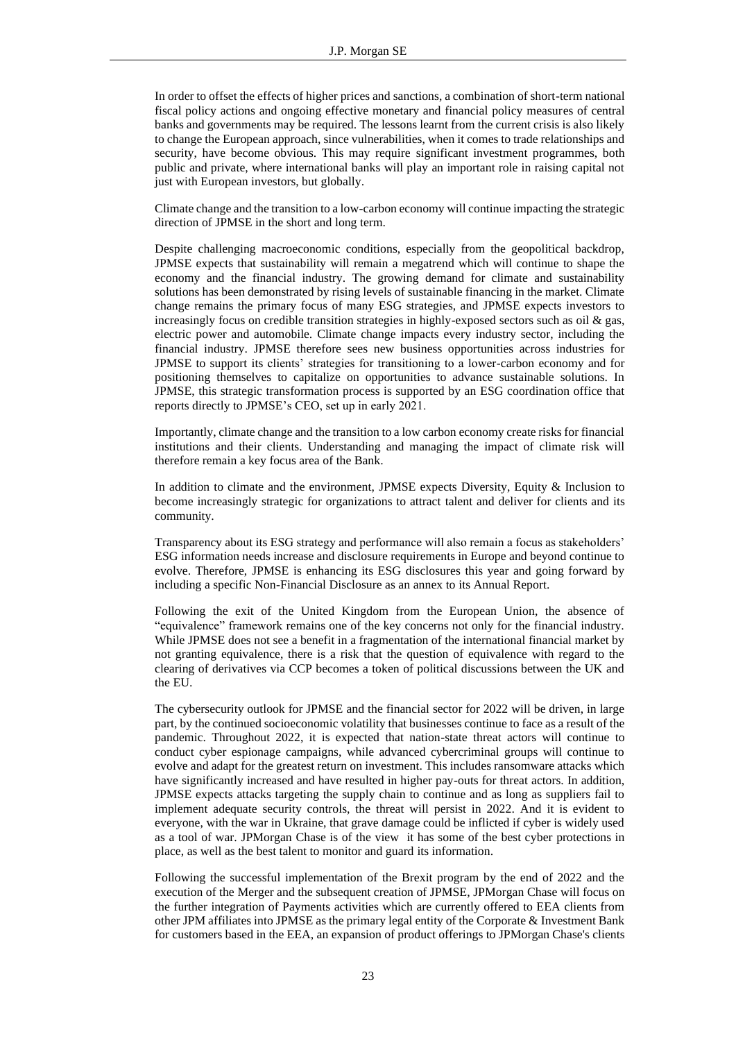In order to offset the effects of higher prices and sanctions, a combination of short-term national fiscal policy actions and ongoing effective monetary and financial policy measures of central banks and governments may be required. The lessons learnt from the current crisis is also likely to change the European approach, since vulnerabilities, when it comes to trade relationships and security, have become obvious. This may require significant investment programmes, both public and private, where international banks will play an important role in raising capital not just with European investors, but globally.

Climate change and the transition to a low-carbon economy will continue impacting the strategic direction of JPMSE in the short and long term.

Despite challenging macroeconomic conditions, especially from the geopolitical backdrop, JPMSE expects that sustainability will remain a megatrend which will continue to shape the economy and the financial industry. The growing demand for climate and sustainability solutions has been demonstrated by rising levels of sustainable financing in the market. Climate change remains the primary focus of many ESG strategies, and JPMSE expects investors to increasingly focus on credible transition strategies in highly-exposed sectors such as oil & gas, electric power and automobile. Climate change impacts every industry sector, including the financial industry. JPMSE therefore sees new business opportunities across industries for JPMSE to support its clients' strategies for transitioning to a lower-carbon economy and for positioning themselves to capitalize on opportunities to advance sustainable solutions. In JPMSE, this strategic transformation process is supported by an ESG coordination office that reports directly to JPMSE's CEO, set up in early 2021.

Importantly, climate change and the transition to a low carbon economy create risks for financial institutions and their clients. Understanding and managing the impact of climate risk will therefore remain a key focus area of the Bank.

In addition to climate and the environment, JPMSE expects Diversity, Equity & Inclusion to become increasingly strategic for organizations to attract talent and deliver for clients and its community.

Transparency about its ESG strategy and performance will also remain a focus as stakeholders' ESG information needs increase and disclosure requirements in Europe and beyond continue to evolve. Therefore, JPMSE is enhancing its ESG disclosures this year and going forward by including a specific Non-Financial Disclosure as an annex to its Annual Report.

Following the exit of the United Kingdom from the European Union, the absence of "equivalence" framework remains one of the key concerns not only for the financial industry. While JPMSE does not see a benefit in a fragmentation of the international financial market by not granting equivalence, there is a risk that the question of equivalence with regard to the clearing of derivatives via CCP becomes a token of political discussions between the UK and the EU.

The cybersecurity outlook for JPMSE and the financial sector for 2022 will be driven, in large part, by the continued socioeconomic volatility that businesses continue to face as a result of the pandemic. Throughout 2022, it is expected that nation-state threat actors will continue to conduct cyber espionage campaigns, while advanced cybercriminal groups will continue to evolve and adapt for the greatest return on investment. This includes ransomware attacks which have significantly increased and have resulted in higher pay-outs for threat actors. In addition, JPMSE expects attacks targeting the supply chain to continue and as long as suppliers fail to implement adequate security controls, the threat will persist in 2022. And it is evident to everyone, with the war in Ukraine, that grave damage could be inflicted if cyber is widely used as a tool of war. JPMorgan Chase is of the view it has some of the best cyber protections in place, as well as the best talent to monitor and guard its information.

Following the successful implementation of the Brexit program by the end of 2022 and the execution of the Merger and the subsequent creation of JPMSE, JPMorgan Chase will focus on the further integration of Payments activities which are currently offered to EEA clients from other JPM affiliates into JPMSE as the primary legal entity of the Corporate & Investment Bank for customers based in the EEA, an expansion of product offerings to JPMorgan Chase's clients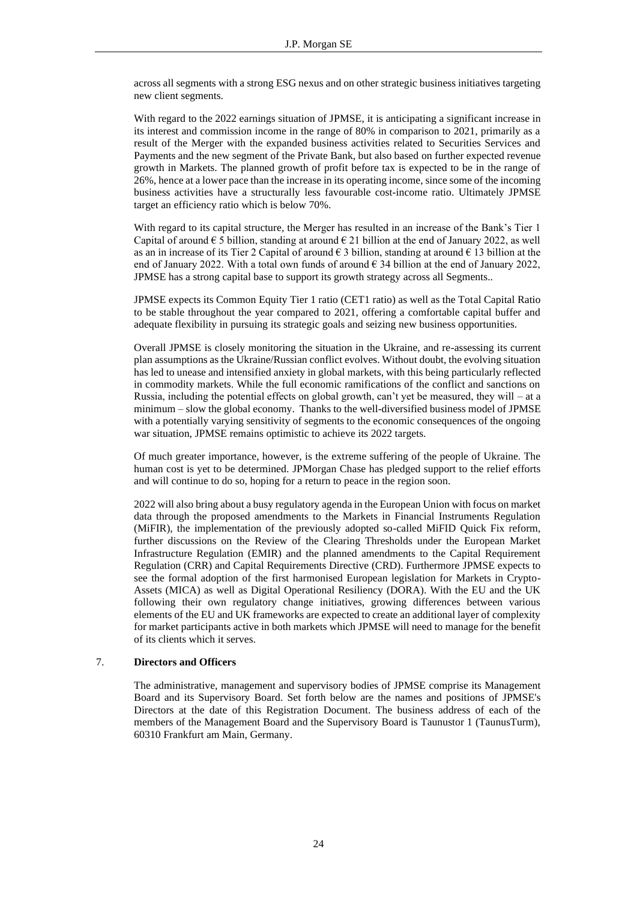across all segments with a strong ESG nexus and on other strategic business initiatives targeting new client segments.

With regard to the 2022 earnings situation of JPMSE, it is anticipating a significant increase in its interest and commission income in the range of 80% in comparison to 2021, primarily as a result of the Merger with the expanded business activities related to Securities Services and Payments and the new segment of the Private Bank, but also based on further expected revenue growth in Markets. The planned growth of profit before tax is expected to be in the range of 26%, hence at a lower pace than the increase in its operating income, since some of the incoming business activities have a structurally less favourable cost-income ratio. Ultimately JPMSE target an efficiency ratio which is below 70%.

With regard to its capital structure, the Merger has resulted in an increase of the Bank's Tier 1 Capital of around € 5 billion, standing at around € 21 billion at the end of January 2022, as well as an in increase of its Tier 2 Capital of around € 3 billion, standing at around € 13 billion at the end of January 2022. With a total own funds of around € 34 billion at the end of January 2022, JPMSE has a strong capital base to support its growth strategy across all Segments..

JPMSE expects its Common Equity Tier 1 ratio (CET1 ratio) as well as the Total Capital Ratio to be stable throughout the year compared to 2021, offering a comfortable capital buffer and adequate flexibility in pursuing its strategic goals and seizing new business opportunities.

Overall JPMSE is closely monitoring the situation in the Ukraine, and re-assessing its current plan assumptions as the Ukraine/Russian conflict evolves. Without doubt, the evolving situation has led to unease and intensified anxiety in global markets, with this being particularly reflected in commodity markets. While the full economic ramifications of the conflict and sanctions on Russia, including the potential effects on global growth, can't yet be measured, they will – at a minimum – slow the global economy. Thanks to the well-diversified business model of JPMSE with a potentially varying sensitivity of segments to the economic consequences of the ongoing war situation, JPMSE remains optimistic to achieve its 2022 targets.

Of much greater importance, however, is the extreme suffering of the people of Ukraine. The human cost is yet to be determined. JPMorgan Chase has pledged support to the relief efforts and will continue to do so, hoping for a return to peace in the region soon.

2022 will also bring about a busy regulatory agenda in the European Union with focus on market data through the proposed amendments to the Markets in Financial Instruments Regulation (MiFIR), the implementation of the previously adopted so-called MiFID Quick Fix reform, further discussions on the Review of the Clearing Thresholds under the European Market Infrastructure Regulation (EMIR) and the planned amendments to the Capital Requirement Regulation (CRR) and Capital Requirements Directive (CRD). Furthermore JPMSE expects to see the formal adoption of the first harmonised European legislation for Markets in Crypto-Assets (MICA) as well as Digital Operational Resiliency (DORA). With the EU and the UK following their own regulatory change initiatives, growing differences between various elements of the EU and UK frameworks are expected to create an additional layer of complexity for market participants active in both markets which JPMSE will need to manage for the benefit of its clients which it serves.

## 7. Directors and Officers

The administrative, management and supervisory bodies of JPMSE comprise its Management Board and its Supervisory Board. Set forth below are the names and positions of JPMSE's Directors at the date of this Registration Document. The business address of each of the members of the Management Board and the Supervisory Board is Taunustor 1 (TaunusTurm), 60310 Frankfurt am Main, Germany.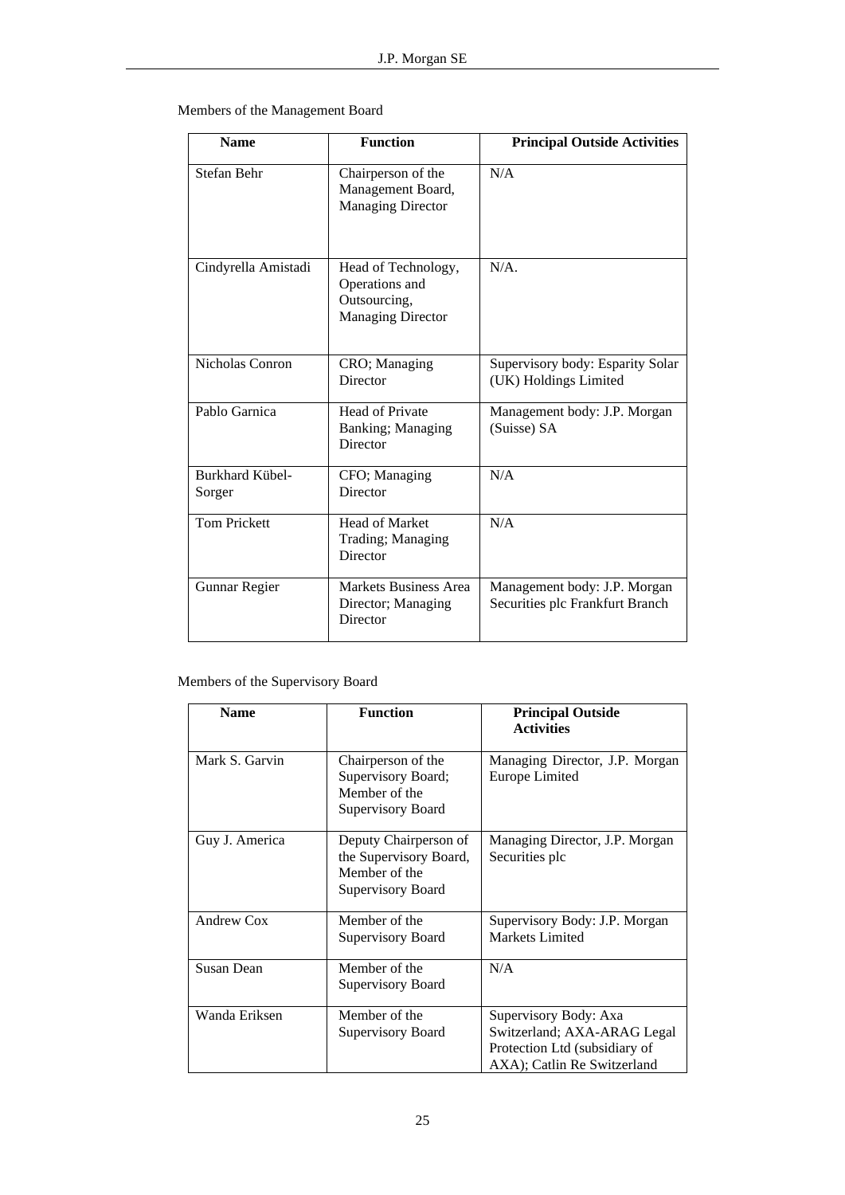Members of the Management Board

| Name | Function | Principal Outside Activities |
|---|---|---|
| Stefan Behr | Chairperson of the Management Board, Managing Director | N/A |
| Cindyrella Amistadi | Head of Technology, Operations and Outsourcing, Managing Director | N/A. |
| Nicholas Conron | CRO; Managing Director | Supervisory body: Esparity Solar (UK) Holdings Limited |
| Pablo Garnica | Head of Private Banking; Managing Director | Management body: J.P. Morgan (Suisse) SA |
| Burkhard Kübel-Sorger | CFO; Managing Director | N/A |
| Tom Prickett | Head of Market Trading; Managing Director | N/A |
| Gunnar Regier | Markets Business Area Director; Managing Director | Management body: J.P. Morgan Securities plc Frankfurt Branch |

Members of the Supervisory Board

| Name | Function | Principal Outside Activities |
|---|---|---|
| Mark S. Garvin | Chairperson of the Supervisory Board; Member of the Supervisory Board | Managing Director, J.P. Morgan Europe Limited |
| Guy J. America | Deputy Chairperson of the Supervisory Board, Member of the Supervisory Board | Managing Director, J.P. Morgan Securities plc |
| Andrew Cox | Member of the Supervisory Board | Supervisory Body: J.P. Morgan Markets Limited |
| Susan Dean | Member of the Supervisory Board | N/A |
| Wanda Eriksen | Member of the Supervisory Board | Supervisory Body: Axa Switzerland; AXA-ARAG Legal Protection Ltd (subsidiary of AXA); Catlin Re Switzerland |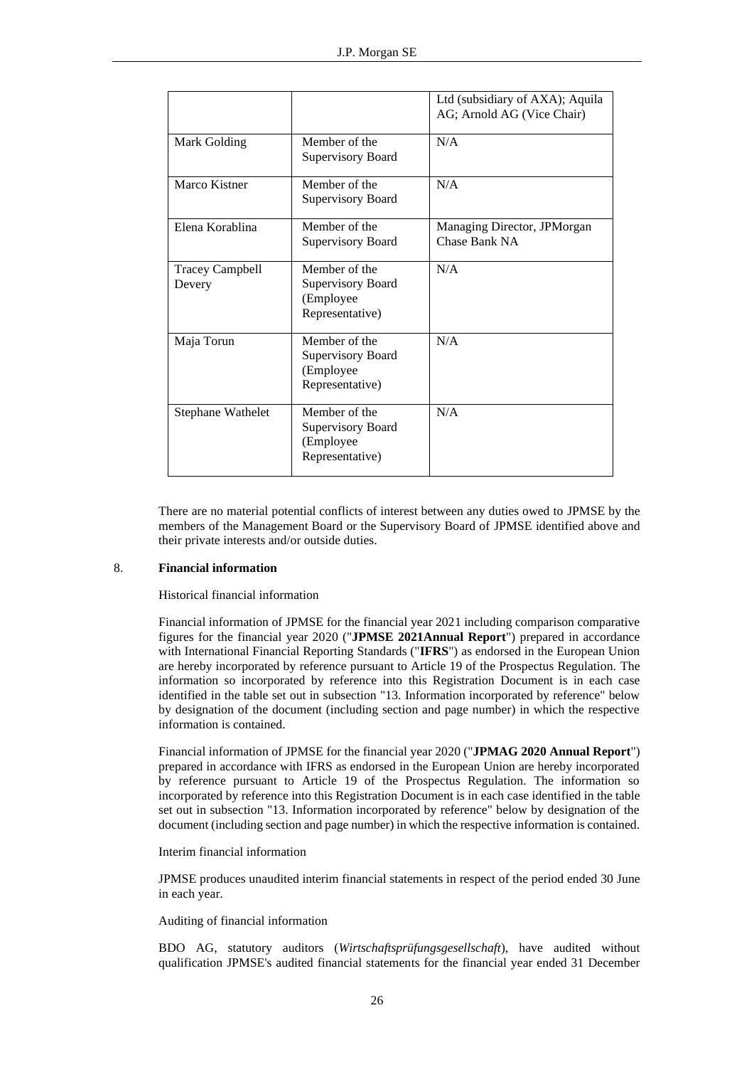| | | Ltd (subsidiary of AXA); Aquila AG; Arnold AG (Vice Chair) |
|---|---|---|
| Mark Golding | Member of the Supervisory Board | N/A |
| Marco Kistner | Member of the Supervisory Board | N/A |
| Elena Korablina | Member of the Supervisory Board | Managing Director, JPMorgan Chase Bank NA |
| Tracey Campbell Devery | Member of the Supervisory Board (Employee Representative) | N/A |
| Maja Torun | Member of the Supervisory Board (Employee Representative) | N/A |
| Stephane Wathelet | Member of the Supervisory Board (Employee Representative) | N/A |

There are no material potential conflicts of interest between any duties owed to JPMSE by the members of the Management Board or the Supervisory Board of JPMSE identified above and their private interests and/or outside duties.

## 8. **Financial information**

Historical financial information

Financial information of JPMSE for the financial year 2021 including comparison comparative figures for the financial year 2020 ("**JPMSE 2021Annual Report**") prepared in accordance with International Financial Reporting Standards ("**IFRS**") as endorsed in the European Union are hereby incorporated by reference pursuant to Article 19 of the Prospectus Regulation. The information so incorporated by reference into this Registration Document is in each case identified in the table set out in subsection "13. Information incorporated by reference" below by designation of the document (including section and page number) in which the respective information is contained.

Financial information of JPMSE for the financial year 2020 ("**JPMAG 2020 Annual Report**") prepared in accordance with IFRS as endorsed in the European Union are hereby incorporated by reference pursuant to Article 19 of the Prospectus Regulation. The information so incorporated by reference into this Registration Document is in each case identified in the table set out in subsection "13. Information incorporated by reference" below by designation of the document (including section and page number) in which the respective information is contained.

Interim financial information

JPMSE produces unaudited interim financial statements in respect of the period ended 30 June in each year.

Auditing of financial information

BDO AG, statutory auditors (*Wirtschaftsprüfungsgesellschaft*), have audited without qualification JPMSE's audited financial statements for the financial year ended 31 December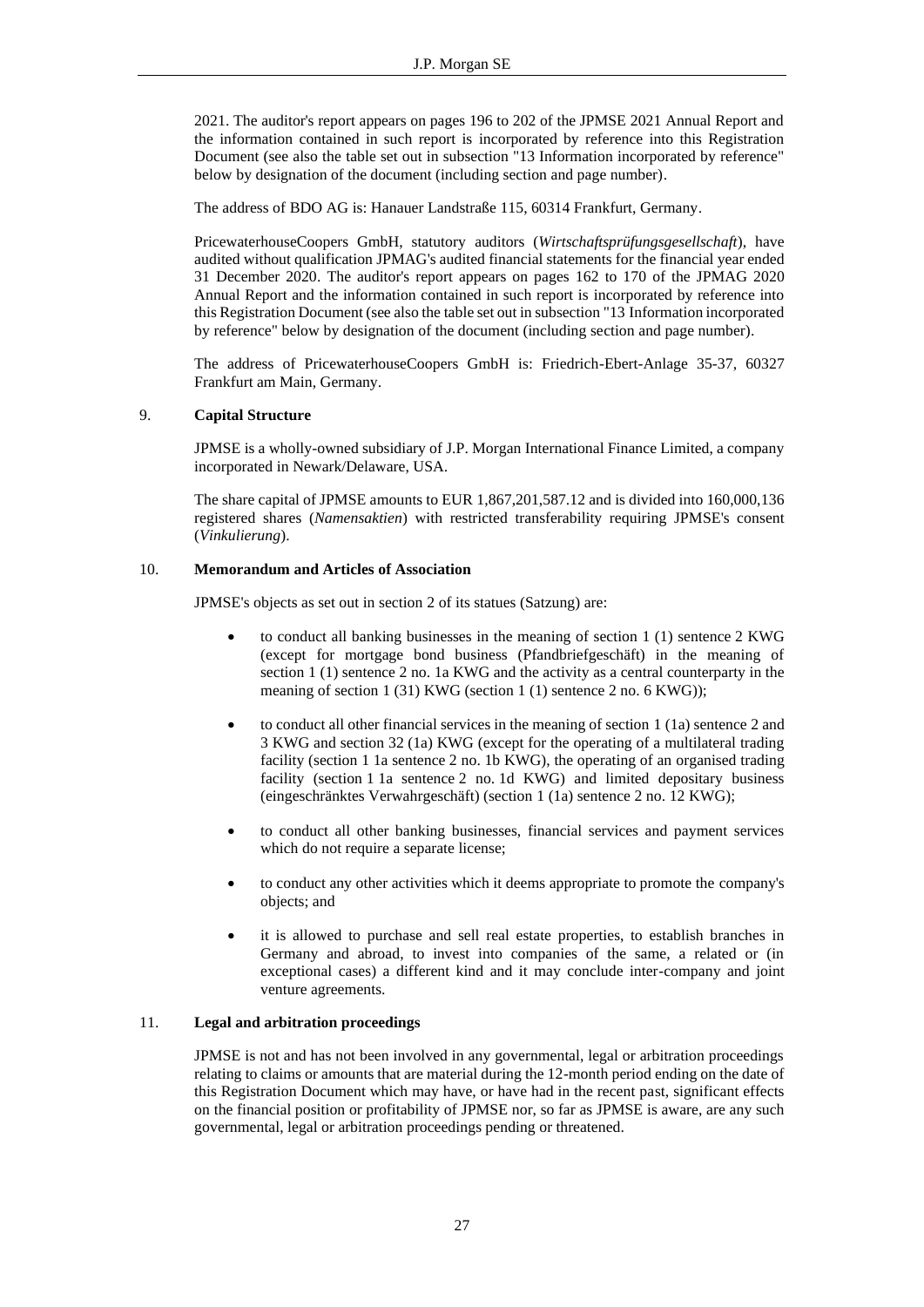2021. The auditor's report appears on pages 196 to 202 of the JPMSE 2021 Annual Report and the information contained in such report is incorporated by reference into this Registration Document (see also the table set out in subsection "13 Information incorporated by reference" below by designation of the document (including section and page number).

The address of BDO AG is: Hanauer Landstraße 115, 60314 Frankfurt, Germany.

PricewaterhouseCoopers GmbH, statutory auditors (*Wirtschaftsprüfungsgesellschaft*), have audited without qualification JPMAG's audited financial statements for the financial year ended 31 December 2020. The auditor's report appears on pages 162 to 170 of the JPMAG 2020 Annual Report and the information contained in such report is incorporated by reference into this Registration Document (see also the table set out in subsection "13 Information incorporated by reference" below by designation of the document (including section and page number).

The address of PricewaterhouseCoopers GmbH is: Friedrich-Ebert-Anlage 35-37, 60327 Frankfurt am Main, Germany.

## 9. Capital Structure

JPMSE is a wholly-owned subsidiary of J.P. Morgan International Finance Limited, a company incorporated in Newark/Delaware, USA.

The share capital of JPMSE amounts to EUR 1,867,201,587.12 and is divided into 160,000,136 registered shares (*Namensaktien*) with restricted transferability requiring JPMSE's consent (*Vinkulierung*).

## 10. Memorandum and Articles of Association

JPMSE's objects as set out in section 2 of its statues (Satzung) are:

- to conduct all banking businesses in the meaning of section 1 (1) sentence 2 KWG (except for mortgage bond business (Pfandbriefgeschäft) in the meaning of section 1 (1) sentence 2 no. 1a KWG and the activity as a central counterparty in the meaning of section 1 (31) KWG (section 1 (1) sentence 2 no. 6 KWG));
- to conduct all other financial services in the meaning of section 1 (1a) sentence 2 and 3 KWG and section 32 (1a) KWG (except for the operating of a multilateral trading facility (section 1 1a sentence 2 no. 1b KWG), the operating of an organised trading facility (section 1 1a sentence 2 no. 1d KWG) and limited depositary business (eingeschränktes Verwahrgeschäft) (section 1 (1a) sentence 2 no. 12 KWG);
- to conduct all other banking businesses, financial services and payment services which do not require a separate license;
- to conduct any other activities which it deems appropriate to promote the company's objects; and
- it is allowed to purchase and sell real estate properties, to establish branches in Germany and abroad, to invest into companies of the same, a related or (in exceptional cases) a different kind and it may conclude inter-company and joint venture agreements.

## 11. Legal and arbitration proceedings

JPMSE is not and has not been involved in any governmental, legal or arbitration proceedings relating to claims or amounts that are material during the 12-month period ending on the date of this Registration Document which may have, or have had in the recent past, significant effects on the financial position or profitability of JPMSE nor, so far as JPMSE is aware, are any such governmental, legal or arbitration proceedings pending or threatened.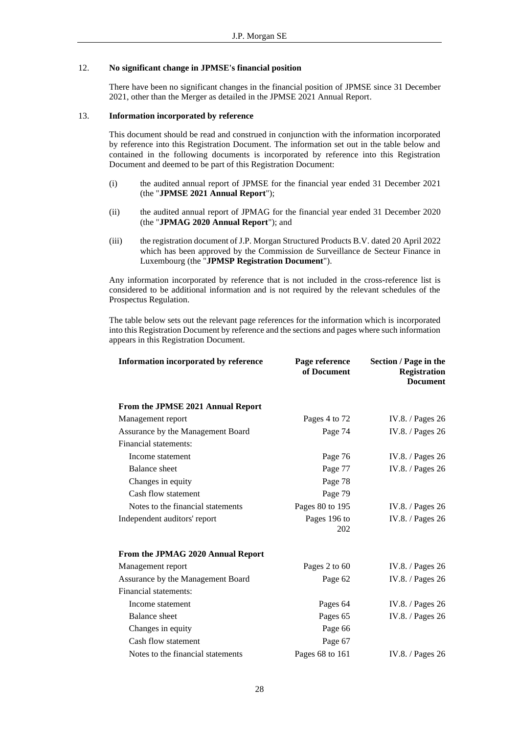12. **No significant change in JPMSE's financial position**

    There have been no significant changes in the financial position of JPMSE since 31 December 2021, other than the Merger as detailed in the JPMSE 2021 Annual Report.

13. **Information incorporated by reference**

    This document should be read and construed in conjunction with the information incorporated by reference into this Registration Document. The information set out in the table below and contained in the following documents is incorporated by reference into this Registration Document and deemed to be part of this Registration Document:

    (i) the audited annual report of JPMSE for the financial year ended 31 December 2021 (the "**JPMSE 2021 Annual Report**");

    (ii) the audited annual report of JPMAG for the financial year ended 31 December 2020 (the "**JPMAG 2020 Annual Report**"); and

    (iii) the registration document of J.P. Morgan Structured Products B.V. dated 20 April 2022 which has been approved by the Commission de Surveillance de Secteur Finance in Luxembourg (the "**JPMSP Registration Document**").

    Any information incorporated by reference that is not included in the cross-reference list is considered to be additional information and is not required by the relevant schedules of the Prospectus Regulation.

    The table below sets out the relevant page references for the information which is incorporated into this Registration Document by reference and the sections and pages where such information appears in this Registration Document.

| **Information incorporated by reference** | **Page reference of Document** | **Section / Page in the Registration Document** |
|---|---|---|
| **From the JPMSE 2021 Annual Report** | | |
| Management report | Pages 4 to 72 | IV.8. / Pages 26 |
| Assurance by the Management Board | Page 74 | IV.8. / Pages 26 |
| Financial statements: | | |
| Income statement | Page 76 | IV.8. / Pages 26 |
| Balance sheet | Page 77 | IV.8. / Pages 26 |
| Changes in equity | Page 78 | |
| Cash flow statement | Page 79 | |
| Notes to the financial statements | Pages 80 to 195 | IV.8. / Pages 26 |
| Independent auditors' report | Pages 196 to 202 | IV.8. / Pages 26 |
| **From the JPMAG 2020 Annual Report** | | |
| Management report | Pages 2 to 60 | IV.8. / Pages 26 |
| Assurance by the Management Board | Page 62 | IV.8. / Pages 26 |
| Financial statements: | | |
| Income statement | Pages 64 | IV.8. / Pages 26 |
| Balance sheet | Pages 65 | IV.8. / Pages 26 |
| Changes in equity | Page 66 | |
| Cash flow statement | Page 67 | |
| Notes to the financial statements | Pages 68 to 161 | IV.8. / Pages 26 |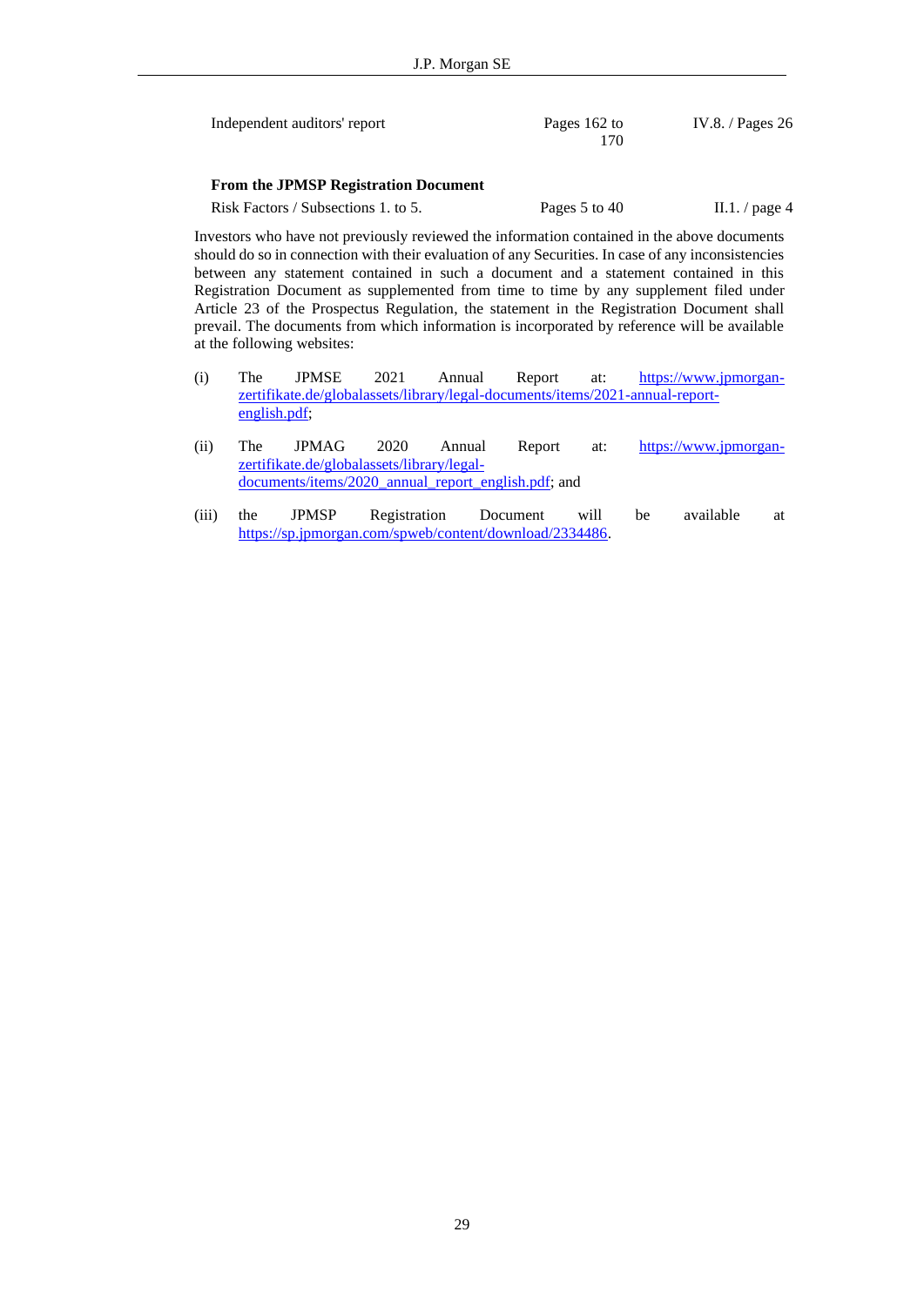| | | |
|---|---|---|
| Independent auditors' report | Pages 162 to 170 | IV.8. / Pages 26 |
| **From the JPMSP Registration Document** | | |
| Risk Factors / Subsections 1. to 5. | Pages 5 to 40 | II.1. / page 4 |

Investors who have not previously reviewed the information contained in the above documents should do so in connection with their evaluation of any Securities. In case of any inconsistencies between any statement contained in such a document and a statement contained in this Registration Document as supplemented from time to time by any supplement filed under Article 23 of the Prospectus Regulation, the statement in the Registration Document shall prevail. The documents from which information is incorporated by reference will be available at the following websites:

(i) The JPMSE 2021 Annual Report at: https://www.jpmorgan-zertifikate.de/globalassets/library/legal-documents/items/2021-annual-report-english.pdf;

(ii) The JPMAG 2020 Annual Report at: https://www.jpmorgan-zertifikate.de/globalassets/library/legal-documents/items/2020_annual_report_english.pdf; and

(iii) the JPMSP Registration Document will be available at https://sp.jpmorgan.com/spweb/content/download/2334486.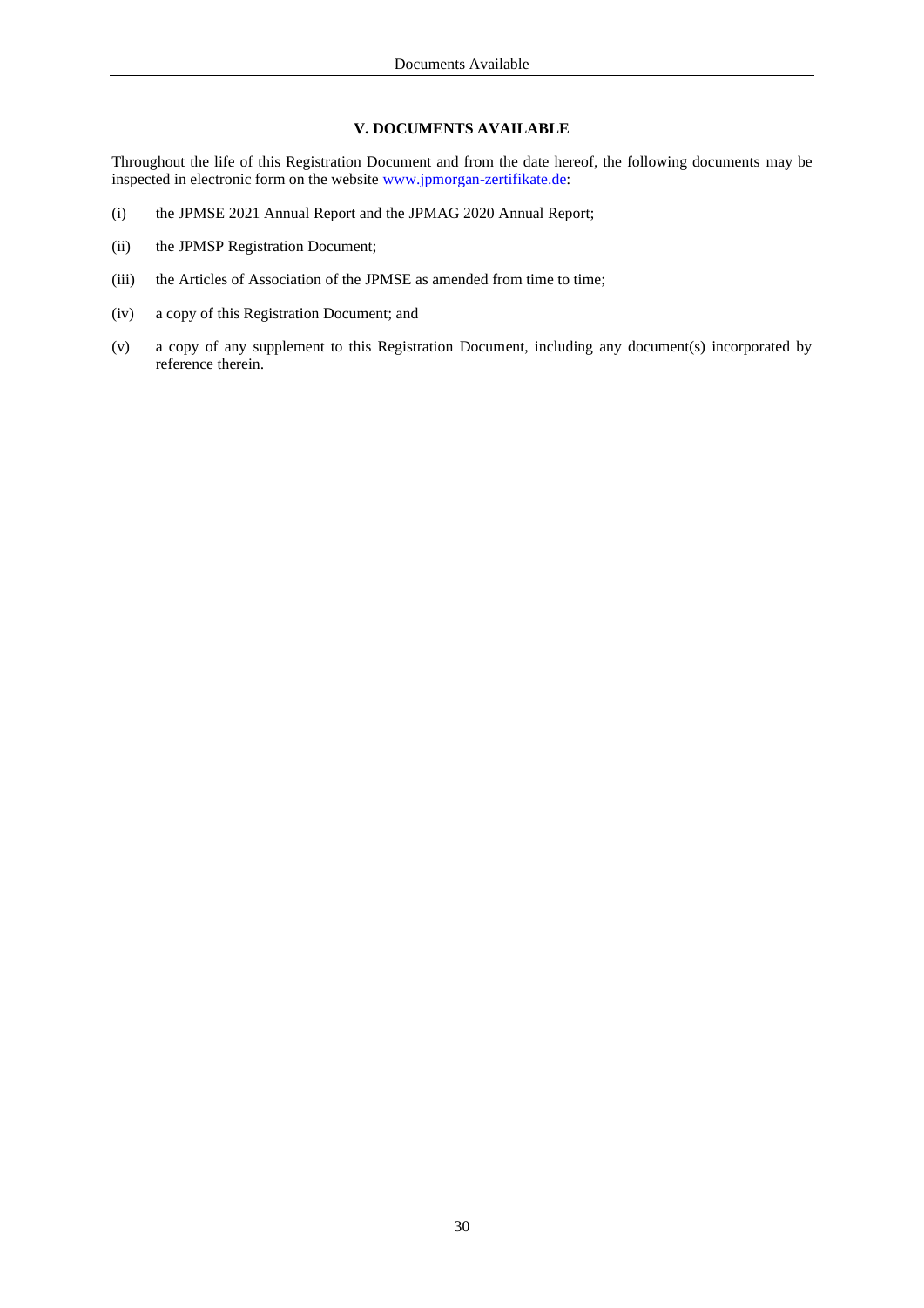## V. DOCUMENTS AVAILABLE

Throughout the life of this Registration Document and from the date hereof, the following documents may be inspected in electronic form on the website [www.jpmorgan-zertifikate.de](http://www.jpmorgan-zertifikate.de):

(i) the JPMSE 2021 Annual Report and the JPMAG 2020 Annual Report;

(ii) the JPMSP Registration Document;

(iii) the Articles of Association of the JPMSE as amended from time to time;

(iv) a copy of this Registration Document; and

(v) a copy of any supplement to this Registration Document, including any document(s) incorporated by reference therein.